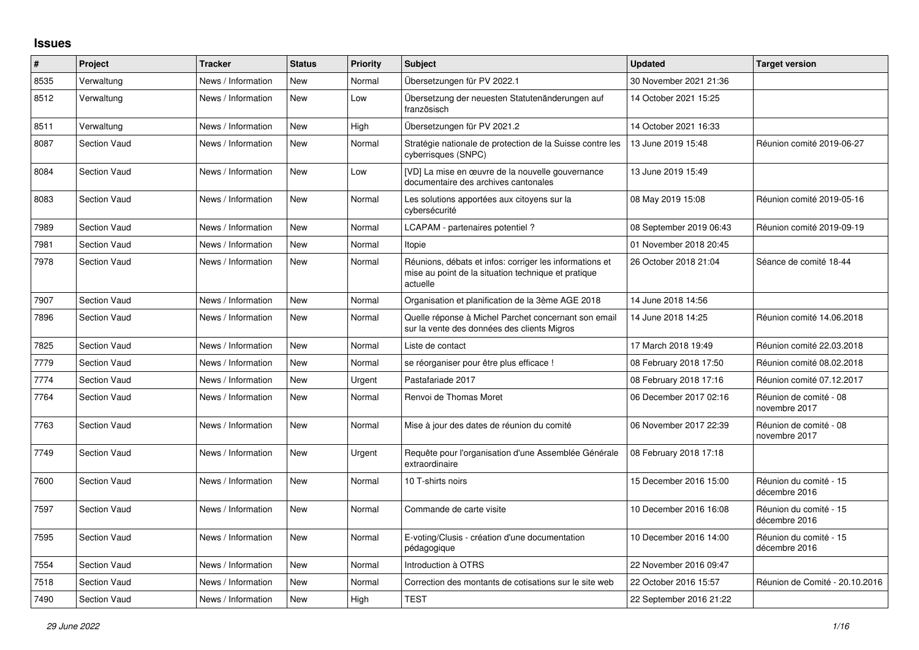# Issues

| # | Project | Tracker | Status | Priority | Subject | Updated | Target version |
|---|---|---|---|---|---|---|---|
| 8535 | Verwaltung | News / Information | New | Normal | Übersetzungen für PV 2022.1 | 30 November 2021 21:36 | |
| 8512 | Verwaltung | News / Information | New | Low | Übersetzung der neuesten Statutenänderungen auf französisch | 14 October 2021 15:25 | |
| 8511 | Verwaltung | News / Information | New | High | Übersetzungen für PV 2021.2 | 14 October 2021 16:33 | |
| 8087 | Section Vaud | News / Information | New | Normal | Stratégie nationale de protection de la Suisse contre les cyberrisques (SNPC) | 13 June 2019 15:48 | Réunion comité 2019-06-27 |
| 8084 | Section Vaud | News / Information | New | Low | [VD] La mise en œuvre de la nouvelle gouvernance documentaire des archives cantonales | 13 June 2019 15:49 | |
| 8083 | Section Vaud | News / Information | New | Normal | Les solutions apportées aux citoyens sur la cybersécurité | 08 May 2019 15:08 | Réunion comité 2019-05-16 |
| 7989 | Section Vaud | News / Information | New | Normal | LCAPAM - partenaires potentiel ? | 08 September 2019 06:43 | Réunion comité 2019-09-19 |
| 7981 | Section Vaud | News / Information | New | Normal | Itopie | 01 November 2018 20:45 | |
| 7978 | Section Vaud | News / Information | New | Normal | Réunions, débats et infos: corriger les informations et mise au point de la situation technique et pratique actuelle | 26 October 2018 21:04 | Séance de comité 18-44 |
| 7907 | Section Vaud | News / Information | New | Normal | Organisation et planification de la 3ème AGE 2018 | 14 June 2018 14:56 | |
| 7896 | Section Vaud | News / Information | New | Normal | Quelle réponse à Michel Parchet concernant son email sur la vente des données des clients Migros | 14 June 2018 14:25 | Réunion comité 14.06.2018 |
| 7825 | Section Vaud | News / Information | New | Normal | Liste de contact | 17 March 2018 19:49 | Réunion comité 22.03.2018 |
| 7779 | Section Vaud | News / Information | New | Normal | se réorganiser pour être plus efficace ! | 08 February 2018 17:50 | Réunion comité 08.02.2018 |
| 7774 | Section Vaud | News / Information | New | Urgent | Pastafariade 2017 | 08 February 2018 17:16 | Réunion comité 07.12.2017 |
| 7764 | Section Vaud | News / Information | New | Normal | Renvoi de Thomas Moret | 06 December 2017 02:16 | Réunion de comité - 08 novembre 2017 |
| 7763 | Section Vaud | News / Information | New | Normal | Mise à jour des dates de réunion du comité | 06 November 2017 22:39 | Réunion de comité - 08 novembre 2017 |
| 7749 | Section Vaud | News / Information | New | Urgent | Requête pour l'organisation d'une Assemblée Générale extraordinaire | 08 February 2018 17:18 | |
| 7600 | Section Vaud | News / Information | New | Normal | 10 T-shirts noirs | 15 December 2016 15:00 | Réunion du comité - 15 décembre 2016 |
| 7597 | Section Vaud | News / Information | New | Normal | Commande de carte visite | 10 December 2016 16:08 | Réunion du comité - 15 décembre 2016 |
| 7595 | Section Vaud | News / Information | New | Normal | E-voting/Clusis - création d'une documentation pédagogique | 10 December 2016 14:00 | Réunion du comité - 15 décembre 2016 |
| 7554 | Section Vaud | News / Information | New | Normal | Introduction à OTRS | 22 November 2016 09:47 | |
| 7518 | Section Vaud | News / Information | New | Normal | Correction des montants de cotisations sur le site web | 22 October 2016 15:57 | Réunion de Comité - 20.10.2016 |
| 7490 | Section Vaud | News / Information | New | High | TEST | 22 September 2016 21:22 | |

*29 June 2022*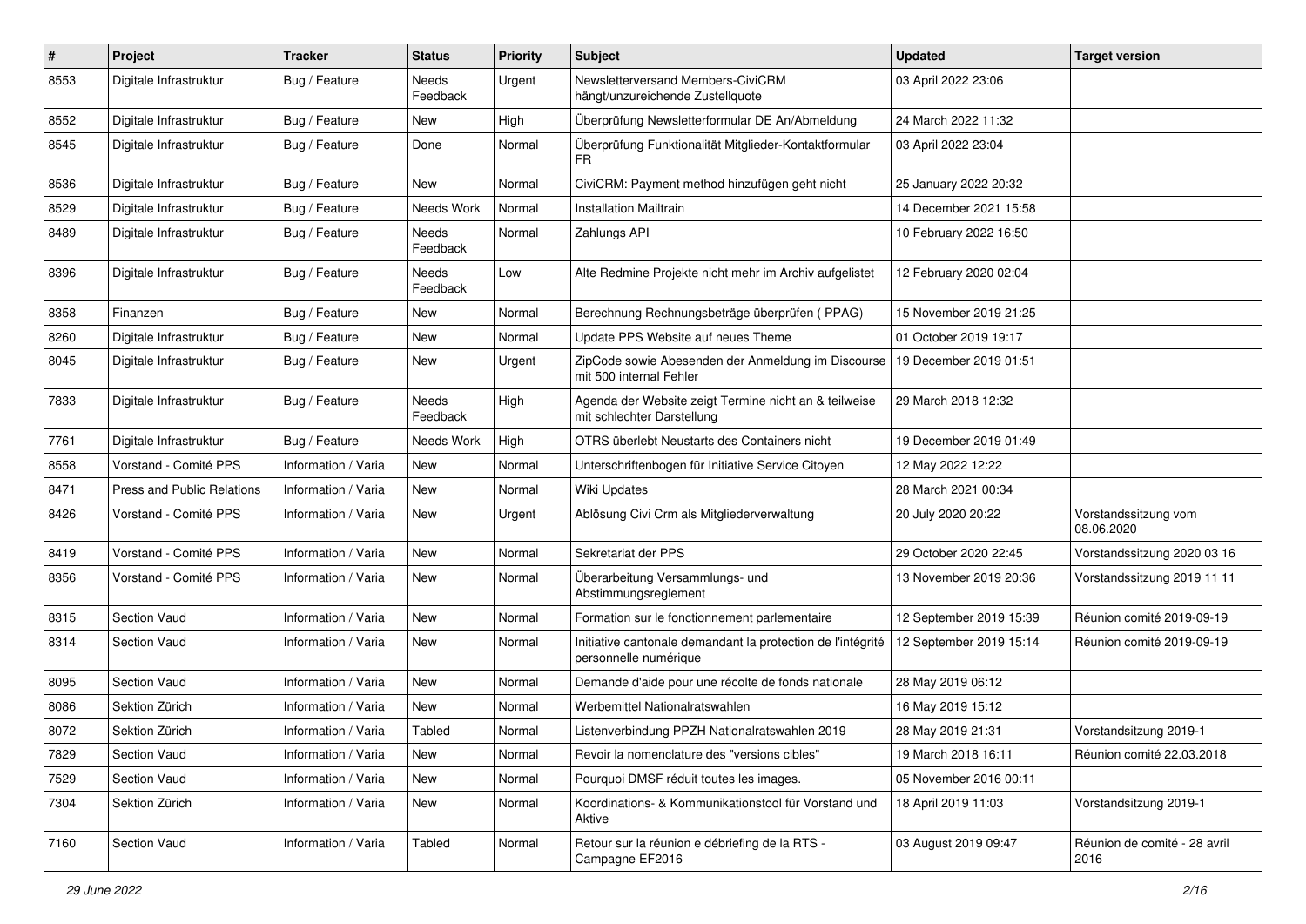| # | Project | Tracker | Status | Priority | Subject | Updated | Target version |
|---|---|---|---|---|---|---|---|
| 8553 | Digitale Infrastruktur | Bug / Feature | Needs Feedback | Urgent | Newsletterversand Members-CiviCRM hängt/unzureichende Zustellquote | 03 April 2022 23:06 | |
| 8552 | Digitale Infrastruktur | Bug / Feature | New | High | Überprüfung Newsletterformular DE An/Abmeldung | 24 March 2022 11:32 | |
| 8545 | Digitale Infrastruktur | Bug / Feature | Done | Normal | Überprüfung Funktionalität Mitglieder-Kontaktformular FR | 03 April 2022 23:04 | |
| 8536 | Digitale Infrastruktur | Bug / Feature | New | Normal | CiviCRM: Payment method hinzufügen geht nicht | 25 January 2022 20:32 | |
| 8529 | Digitale Infrastruktur | Bug / Feature | Needs Work | Normal | Installation Mailtrain | 14 December 2021 15:58 | |
| 8489 | Digitale Infrastruktur | Bug / Feature | Needs Feedback | Normal | Zahlungs API | 10 February 2022 16:50 | |
| 8396 | Digitale Infrastruktur | Bug / Feature | Needs Feedback | Low | Alte Redmine Projekte nicht mehr im Archiv aufgelistet | 12 February 2020 02:04 | |
| 8358 | Finanzen | Bug / Feature | New | Normal | Berechnung Rechnungsbeträge überprüfen ( PPAG) | 15 November 2019 21:25 | |
| 8260 | Digitale Infrastruktur | Bug / Feature | New | Normal | Update PPS Website auf neues Theme | 01 October 2019 19:17 | |
| 8045 | Digitale Infrastruktur | Bug / Feature | New | Urgent | ZipCode sowie Abesenden der Anmeldung im Discourse mit 500 internal Fehler | 19 December 2019 01:51 | |
| 7833 | Digitale Infrastruktur | Bug / Feature | Needs Feedback | High | Agenda der Website zeigt Termine nicht an & teilweise mit schlechter Darstellung | 29 March 2018 12:32 | |
| 7761 | Digitale Infrastruktur | Bug / Feature | Needs Work | High | OTRS überlebt Neustarts des Containers nicht | 19 December 2019 01:49 | |
| 8558 | Vorstand - Comité PPS | Information / Varia | New | Normal | Unterschriftenbogen für Initiative Service Citoyen | 12 May 2022 12:22 | |
| 8471 | Press and Public Relations | Information / Varia | New | Normal | Wiki Updates | 28 March 2021 00:34 | |
| 8426 | Vorstand - Comité PPS | Information / Varia | New | Urgent | Ablösung Civi Crm als Mitgliederverwaltung | 20 July 2020 20:22 | Vorstandssitzung vom 08.06.2020 |
| 8419 | Vorstand - Comité PPS | Information / Varia | New | Normal | Sekretariat der PPS | 29 October 2020 22:45 | Vorstandssitzung 2020 03 16 |
| 8356 | Vorstand - Comité PPS | Information / Varia | New | Normal | Überarbeitung Versammlungs- und Abstimmungsreglement | 13 November 2019 20:36 | Vorstandssitzung 2019 11 11 |
| 8315 | Section Vaud | Information / Varia | New | Normal | Formation sur le fonctionnement parlementaire | 12 September 2019 15:39 | Réunion comité 2019-09-19 |
| 8314 | Section Vaud | Information / Varia | New | Normal | Initiative cantonale demandant la protection de l'intégrité personnelle numérique | 12 September 2019 15:14 | Réunion comité 2019-09-19 |
| 8095 | Section Vaud | Information / Varia | New | Normal | Demande d'aide pour une récolte de fonds nationale | 28 May 2019 06:12 | |
| 8086 | Sektion Zürich | Information / Varia | New | Normal | Werbemittel Nationalratswahlen | 16 May 2019 15:12 | |
| 8072 | Sektion Zürich | Information / Varia | Tabled | Normal | Listenverbindung PPZH Nationalratswahlen 2019 | 28 May 2019 21:31 | Vorstandsitzung 2019-1 |
| 7829 | Section Vaud | Information / Varia | New | Normal | Revoir la nomenclature des "versions cibles" | 19 March 2018 16:11 | Réunion comité 22.03.2018 |
| 7529 | Section Vaud | Information / Varia | New | Normal | Pourquoi DMSF réduit toutes les images. | 05 November 2016 00:11 | |
| 7304 | Sektion Zürich | Information / Varia | New | Normal | Koordinations- & Kommunikationstool für Vorstand und Aktive | 18 April 2019 11:03 | Vorstandsitzung 2019-1 |
| 7160 | Section Vaud | Information / Varia | Tabled | Normal | Retour sur la réunion e débriefing de la RTS - Campagne EF2016 | 03 August 2019 09:47 | Réunion de comité - 28 avril 2016 |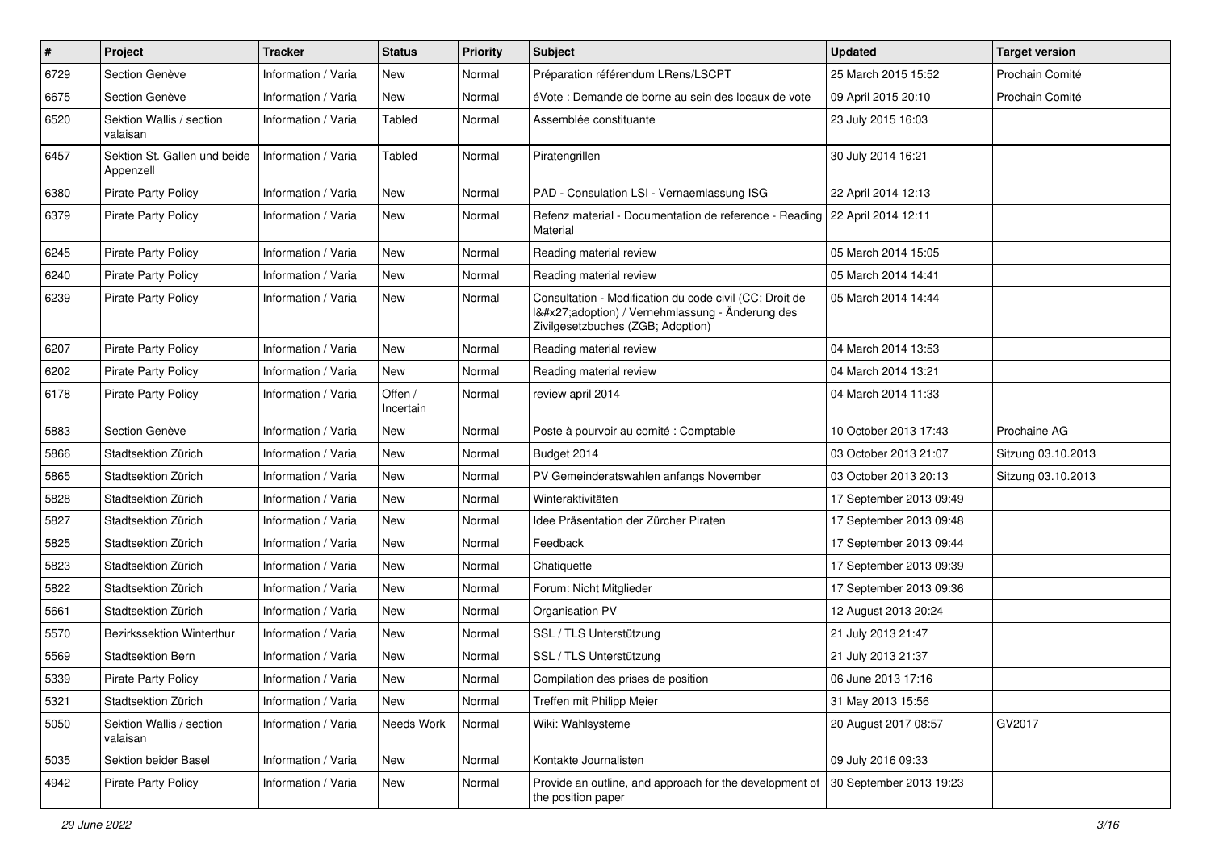| # | Project | Tracker | Status | Priority | Subject | Updated | Target version |
|---|---|---|---|---|---|---|---|
| 6729 | Section Genève | Information / Varia | New | Normal | Préparation référendum LRens/LSCPT | 25 March 2015 15:52 | Prochain Comité |
| 6675 | Section Genève | Information / Varia | New | Normal | éVote : Demande de borne au sein des locaux de vote | 09 April 2015 20:10 | Prochain Comité |
| 6520 | Sektion Wallis / section valaisan | Information / Varia | Tabled | Normal | Assemblée constituante | 23 July 2015 16:03 | |
| 6457 | Sektion St. Gallen und beide Appenzell | Information / Varia | Tabled | Normal | Piratengrillen | 30 July 2014 16:21 | |
| 6380 | Pirate Party Policy | Information / Varia | New | Normal | PAD - Consulation LSI - Vernaemlassung ISG | 22 April 2014 12:13 | |
| 6379 | Pirate Party Policy | Information / Varia | New | Normal | Refenz material - Documentation de reference - Reading Material | 22 April 2014 12:11 | |
| 6245 | Pirate Party Policy | Information / Varia | New | Normal | Reading material review | 05 March 2014 15:05 | |
| 6240 | Pirate Party Policy | Information / Varia | New | Normal | Reading material review | 05 March 2014 14:41 | |
| 6239 | Pirate Party Policy | Information / Varia | New | Normal | Consultation - Modification du code civil (CC; Droit de l&#x27;adoption) / Vernehmlassung - Änderung des Zivilgesetzbuches (ZGB; Adoption) | 05 March 2014 14:44 | |
| 6207 | Pirate Party Policy | Information / Varia | New | Normal | Reading material review | 04 March 2014 13:53 | |
| 6202 | Pirate Party Policy | Information / Varia | New | Normal | Reading material review | 04 March 2014 13:21 | |
| 6178 | Pirate Party Policy | Information / Varia | Offen / Incertain | Normal | review april 2014 | 04 March 2014 11:33 | |
| 5883 | Section Genève | Information / Varia | New | Normal | Poste à pourvoir au comité : Comptable | 10 October 2013 17:43 | Prochaine AG |
| 5866 | Stadtsektion Zürich | Information / Varia | New | Normal | Budget 2014 | 03 October 2013 21:07 | Sitzung 03.10.2013 |
| 5865 | Stadtsektion Zürich | Information / Varia | New | Normal | PV Gemeinderatswahlen anfangs November | 03 October 2013 20:13 | Sitzung 03.10.2013 |
| 5828 | Stadtsektion Zürich | Information / Varia | New | Normal | Winteraktivitäten | 17 September 2013 09:49 | |
| 5827 | Stadtsektion Zürich | Information / Varia | New | Normal | Idee Präsentation der Zürcher Piraten | 17 September 2013 09:48 | |
| 5825 | Stadtsektion Zürich | Information / Varia | New | Normal | Feedback | 17 September 2013 09:44 | |
| 5823 | Stadtsektion Zürich | Information / Varia | New | Normal | Chatiquette | 17 September 2013 09:39 | |
| 5822 | Stadtsektion Zürich | Information / Varia | New | Normal | Forum: Nicht Mitglieder | 17 September 2013 09:36 | |
| 5661 | Stadtsektion Zürich | Information / Varia | New | Normal | Organisation PV | 12 August 2013 20:24 | |
| 5570 | Bezirkssektion Winterthur | Information / Varia | New | Normal | SSL / TLS Unterstützung | 21 July 2013 21:47 | |
| 5569 | Stadtsektion Bern | Information / Varia | New | Normal | SSL / TLS Unterstützung | 21 July 2013 21:37 | |
| 5339 | Pirate Party Policy | Information / Varia | New | Normal | Compilation des prises de position | 06 June 2013 17:16 | |
| 5321 | Stadtsektion Zürich | Information / Varia | New | Normal | Treffen mit Philipp Meier | 31 May 2013 15:56 | |
| 5050 | Sektion Wallis / section valaisan | Information / Varia | Needs Work | Normal | Wiki: Wahlsysteme | 20 August 2017 08:57 | GV2017 |
| 5035 | Sektion beider Basel | Information / Varia | New | Normal | Kontakte Journalisten | 09 July 2016 09:33 | |
| 4942 | Pirate Party Policy | Information / Varia | New | Normal | Provide an outline, and approach for the development of the position paper | 30 September 2013 19:23 | |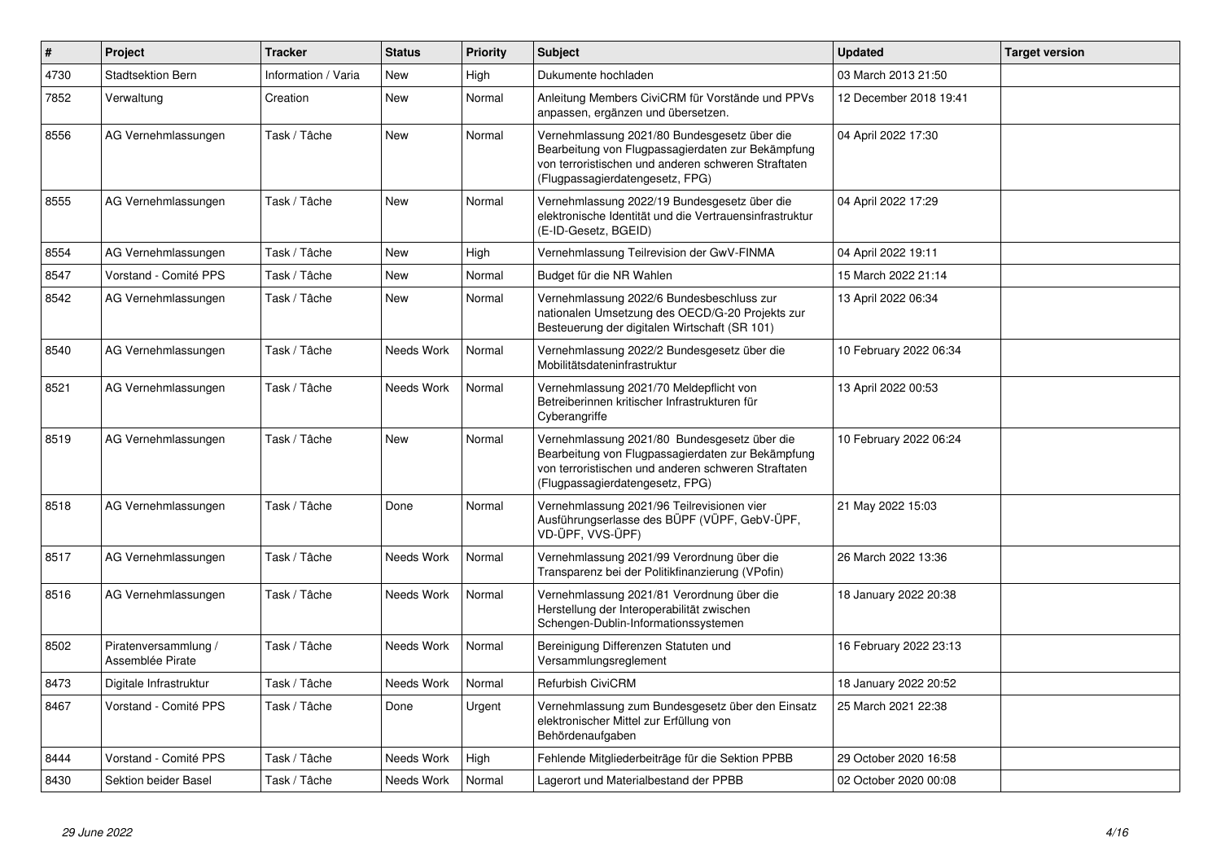| # | Project | Tracker | Status | Priority | Subject | Updated | Target version |
|---|---|---|---|---|---|---|---|
| 4730 | Stadtsektion Bern | Information / Varia | New | High | Dukumente hochladen | 03 March 2013 21:50 | |
| 7852 | Verwaltung | Creation | New | Normal | Anleitung Members CiviCRM für Vorstände und PPVs anpassen, ergänzen und übersetzen. | 12 December 2018 19:41 | |
| 8556 | AG Vernehmlassungen | Task / Tâche | New | Normal | Vernehmlassung 2021/80 Bundesgesetz über die Bearbeitung von Flugpassagierdaten zur Bekämpfung von terroristischen und anderen schweren Straftaten (Flugpassagierdatengesetz, FPG) | 04 April 2022 17:30 | |
| 8555 | AG Vernehmlassungen | Task / Tâche | New | Normal | Vernehmlassung 2022/19 Bundesgesetz über die elektronische Identität und die Vertrauensinfrastruktur (E-ID-Gesetz, BGEID) | 04 April 2022 17:29 | |
| 8554 | AG Vernehmlassungen | Task / Tâche | New | High | Vernehmlassung Teilrevision der GwV-FINMA | 04 April 2022 19:11 | |
| 8547 | Vorstand - Comité PPS | Task / Tâche | New | Normal | Budget für die NR Wahlen | 15 March 2022 21:14 | |
| 8542 | AG Vernehmlassungen | Task / Tâche | New | Normal | Vernehmlassung 2022/6 Bundesbeschluss zur nationalen Umsetzung des OECD/G-20 Projekts zur Besteuerung der digitalen Wirtschaft (SR 101) | 13 April 2022 06:34 | |
| 8540 | AG Vernehmlassungen | Task / Tâche | Needs Work | Normal | Vernehmlassung 2022/2 Bundesgesetz über die Mobilitätsdateninfrastruktur | 10 February 2022 06:34 | |
| 8521 | AG Vernehmlassungen | Task / Tâche | Needs Work | Normal | Vernehmlassung 2021/70 Meldepflicht von Betreiberinnen kritischer Infrastrukturen für Cyberangriffe | 13 April 2022 00:53 | |
| 8519 | AG Vernehmlassungen | Task / Tâche | New | Normal | Vernehmlassung 2021/80 Bundesgesetz über die Bearbeitung von Flugpassagierdaten zur Bekämpfung von terroristischen und anderen schweren Straftaten (Flugpassagierdatengesetz, FPG) | 10 February 2022 06:24 | |
| 8518 | AG Vernehmlassungen | Task / Tâche | Done | Normal | Vernehmlassung 2021/96 Teilrevisionen vier Ausführungserlasse des BÜPF (VÜPF, GebV-ÜPF, VD-ÜPF, VVS-ÜPF) | 21 May 2022 15:03 | |
| 8517 | AG Vernehmlassungen | Task / Tâche | Needs Work | Normal | Vernehmlassung 2021/99 Verordnung über die Transparenz bei der Politikfinanzierung (VPofin) | 26 March 2022 13:36 | |
| 8516 | AG Vernehmlassungen | Task / Tâche | Needs Work | Normal | Vernehmlassung 2021/81 Verordnung über die Herstellung der Interoperabilität zwischen Schengen-Dublin-Informationssystemen | 18 January 2022 20:38 | |
| 8502 | Piratenversammlung / Assemblée Pirate | Task / Tâche | Needs Work | Normal | Bereinigung Differenzen Statuten und Versammlungsreglement | 16 February 2022 23:13 | |
| 8473 | Digitale Infrastruktur | Task / Tâche | Needs Work | Normal | Refurbish CiviCRM | 18 January 2022 20:52 | |
| 8467 | Vorstand - Comité PPS | Task / Tâche | Done | Urgent | Vernehmlassung zum Bundesgesetz über den Einsatz elektronischer Mittel zur Erfüllung von Behördenaufgaben | 25 March 2021 22:38 | |
| 8444 | Vorstand - Comité PPS | Task / Tâche | Needs Work | High | Fehlende Mitgliederbeiträge für die Sektion PPBB | 29 October 2020 16:58 | |
| 8430 | Sektion beider Basel | Task / Tâche | Needs Work | Normal | Lagerort und Materialbestand der PPBB | 02 October 2020 00:08 | |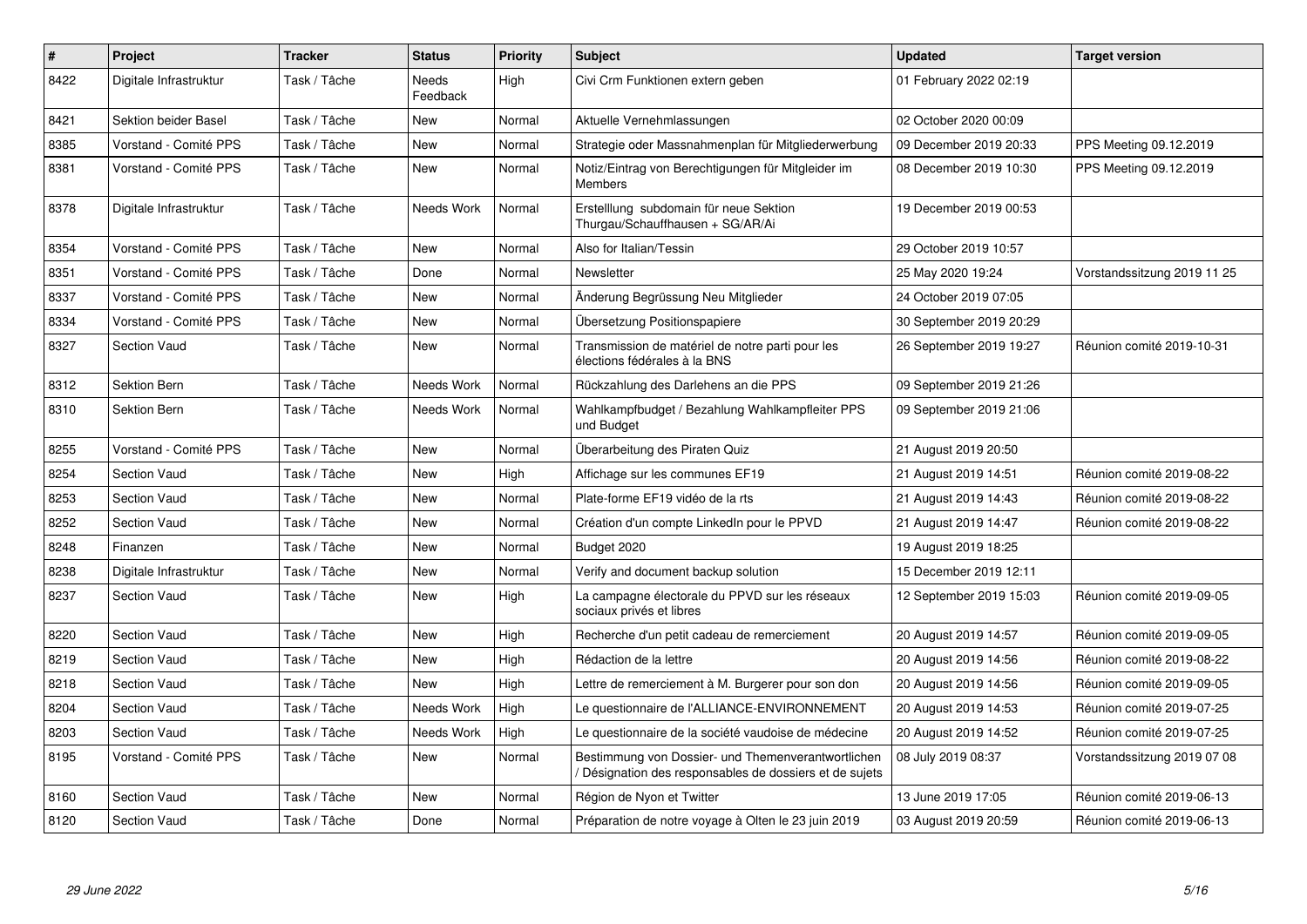| # | Project | Tracker | Status | Priority | Subject | Updated | Target version |
|---|---|---|---|---|---|---|---|
| 8422 | Digitale Infrastruktur | Task / Tâche | Needs Feedback | High | Civi Crm Funktionen extern geben | 01 February 2022 02:19 | |
| 8421 | Sektion beider Basel | Task / Tâche | New | Normal | Aktuelle Vernehmlassungen | 02 October 2020 00:09 | |
| 8385 | Vorstand - Comité PPS | Task / Tâche | New | Normal | Strategie oder Massnahmenplan für Mitgliederwerbung | 09 December 2019 20:33 | PPS Meeting 09.12.2019 |
| 8381 | Vorstand - Comité PPS | Task / Tâche | New | Normal | Notiz/Eintrag von Berechtigungen für Mitgleider im Members | 08 December 2019 10:30 | PPS Meeting 09.12.2019 |
| 8378 | Digitale Infrastruktur | Task / Tâche | Needs Work | Normal | Erstelllung subdomain für neue Sektion Thurgau/Schauffhausen + SG/AR/Ai | 19 December 2019 00:53 | |
| 8354 | Vorstand - Comité PPS | Task / Tâche | New | Normal | Also for Italian/Tessin | 29 October 2019 10:57 | |
| 8351 | Vorstand - Comité PPS | Task / Tâche | Done | Normal | Newsletter | 25 May 2020 19:24 | Vorstandssitzung 2019 11 25 |
| 8337 | Vorstand - Comité PPS | Task / Tâche | New | Normal | Änderung Begrüssung Neu Mitglieder | 24 October 2019 07:05 | |
| 8334 | Vorstand - Comité PPS | Task / Tâche | New | Normal | Übersetzung Positionspapiere | 30 September 2019 20:29 | |
| 8327 | Section Vaud | Task / Tâche | New | Normal | Transmission de matériel de notre parti pour les élections fédérales à la BNS | 26 September 2019 19:27 | Réunion comité 2019-10-31 |
| 8312 | Sektion Bern | Task / Tâche | Needs Work | Normal | Rückzahlung des Darlehens an die PPS | 09 September 2019 21:26 | |
| 8310 | Sektion Bern | Task / Tâche | Needs Work | Normal | Wahlkampfbudget / Bezahlung Wahlkampfleiter PPS und Budget | 09 September 2019 21:06 | |
| 8255 | Vorstand - Comité PPS | Task / Tâche | New | Normal | Überarbeitung des Piraten Quiz | 21 August 2019 20:50 | |
| 8254 | Section Vaud | Task / Tâche | New | High | Affichage sur les communes EF19 | 21 August 2019 14:51 | Réunion comité 2019-08-22 |
| 8253 | Section Vaud | Task / Tâche | New | Normal | Plate-forme EF19 vidéo de la rts | 21 August 2019 14:43 | Réunion comité 2019-08-22 |
| 8252 | Section Vaud | Task / Tâche | New | Normal | Création d'un compte LinkedIn pour le PPVD | 21 August 2019 14:47 | Réunion comité 2019-08-22 |
| 8248 | Finanzen | Task / Tâche | New | Normal | Budget 2020 | 19 August 2019 18:25 | |
| 8238 | Digitale Infrastruktur | Task / Tâche | New | Normal | Verify and document backup solution | 15 December 2019 12:11 | |
| 8237 | Section Vaud | Task / Tâche | New | High | La campagne électorale du PPVD sur les réseaux sociaux privés et libres | 12 September 2019 15:03 | Réunion comité 2019-09-05 |
| 8220 | Section Vaud | Task / Tâche | New | High | Recherche d'un petit cadeau de remerciement | 20 August 2019 14:57 | Réunion comité 2019-09-05 |
| 8219 | Section Vaud | Task / Tâche | New | High | Rédaction de la lettre | 20 August 2019 14:56 | Réunion comité 2019-08-22 |
| 8218 | Section Vaud | Task / Tâche | New | High | Lettre de remerciement à M. Burgerer pour son don | 20 August 2019 14:56 | Réunion comité 2019-09-05 |
| 8204 | Section Vaud | Task / Tâche | Needs Work | High | Le questionnaire de l'ALLIANCE-ENVIRONNEMENT | 20 August 2019 14:53 | Réunion comité 2019-07-25 |
| 8203 | Section Vaud | Task / Tâche | Needs Work | High | Le questionnaire de la société vaudoise de médecine | 20 August 2019 14:52 | Réunion comité 2019-07-25 |
| 8195 | Vorstand - Comité PPS | Task / Tâche | New | Normal | Bestimmung von Dossier- und Themenverantwortlichen / Désignation des responsables de dossiers et de sujets | 08 July 2019 08:37 | Vorstandssitzung 2019 07 08 |
| 8160 | Section Vaud | Task / Tâche | New | Normal | Région de Nyon et Twitter | 13 June 2019 17:05 | Réunion comité 2019-06-13 |
| 8120 | Section Vaud | Task / Tâche | Done | Normal | Préparation de notre voyage à Olten le 23 juin 2019 | 03 August 2019 20:59 | Réunion comité 2019-06-13 |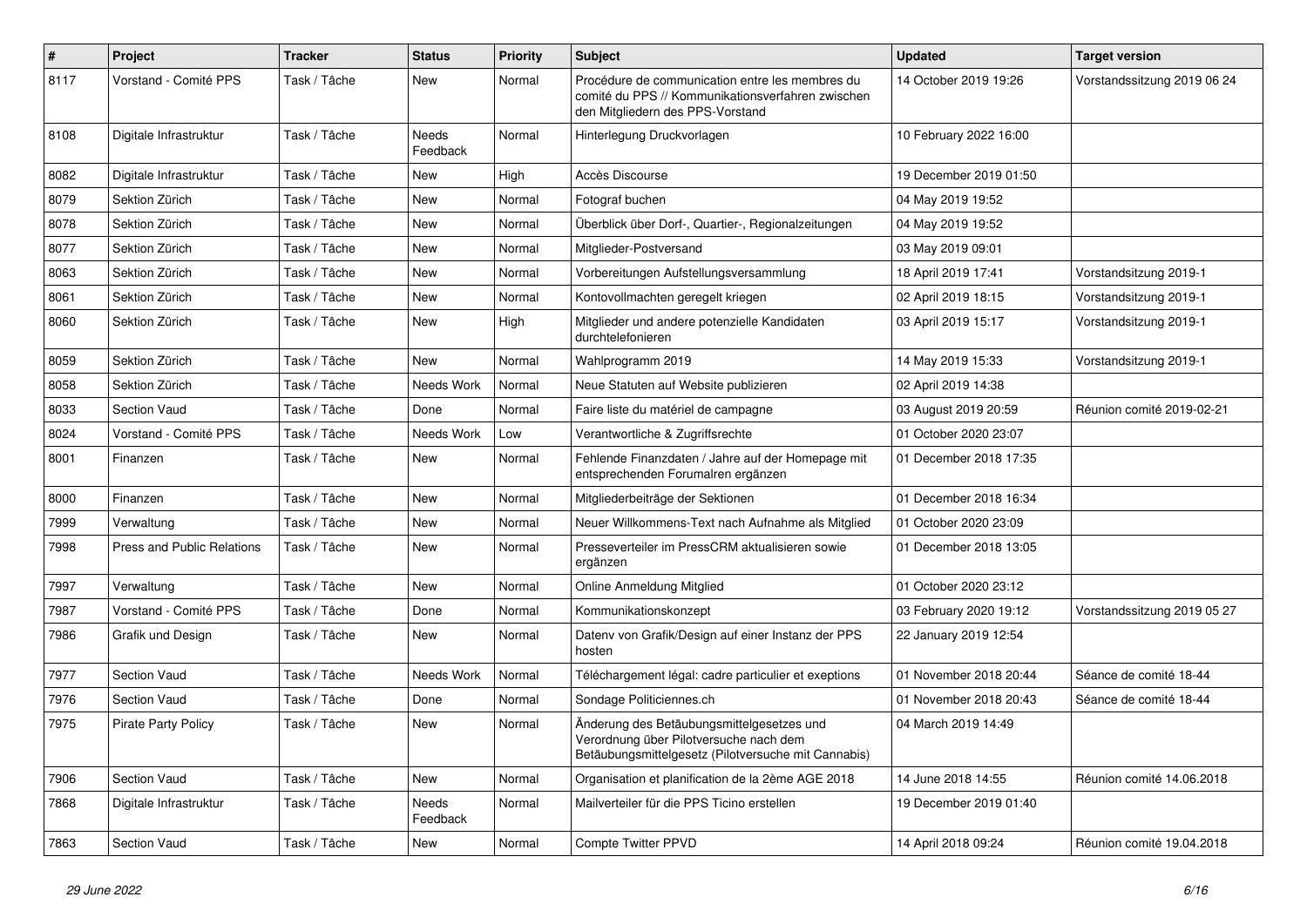| # | Project | Tracker | Status | Priority | Subject | Updated | Target version |
| --- | --- | --- | --- | --- | --- | --- | --- |
| 8117 | Vorstand - Comité PPS | Task / Tâche | New | Normal | Procédure de communication entre les membres du comité du PPS // Kommunikationsverfahren zwischen den Mitgliedern des PPS-Vorstand | 14 October 2019 19:26 | Vorstandssitzung 2019 06 24 |
| 8108 | Digitale Infrastruktur | Task / Tâche | Needs Feedback | Normal | Hinterlegung Druckvorlagen | 10 February 2022 16:00 | |
| 8082 | Digitale Infrastruktur | Task / Tâche | New | High | Accès Discourse | 19 December 2019 01:50 | |
| 8079 | Sektion Zürich | Task / Tâche | New | Normal | Fotograf buchen | 04 May 2019 19:52 | |
| 8078 | Sektion Zürich | Task / Tâche | New | Normal | Überblick über Dorf-, Quartier-, Regionalzeitungen | 04 May 2019 19:52 | |
| 8077 | Sektion Zürich | Task / Tâche | New | Normal | Mitglieder-Postversand | 03 May 2019 09:01 | |
| 8063 | Sektion Zürich | Task / Tâche | New | Normal | Vorbereitungen Aufstellungsversammlung | 18 April 2019 17:41 | Vorstandsitzung 2019-1 |
| 8061 | Sektion Zürich | Task / Tâche | New | Normal | Kontovollmachten geregelt kriegen | 02 April 2019 18:15 | Vorstandsitzung 2019-1 |
| 8060 | Sektion Zürich | Task / Tâche | New | High | Mitglieder und andere potenzielle Kandidaten durchtelefonieren | 03 April 2019 15:17 | Vorstandsitzung 2019-1 |
| 8059 | Sektion Zürich | Task / Tâche | New | Normal | Wahlprogramm 2019 | 14 May 2019 15:33 | Vorstandsitzung 2019-1 |
| 8058 | Sektion Zürich | Task / Tâche | Needs Work | Normal | Neue Statuten auf Website publizieren | 02 April 2019 14:38 | |
| 8033 | Section Vaud | Task / Tâche | Done | Normal | Faire liste du matériel de campagne | 03 August 2019 20:59 | Réunion comité 2019-02-21 |
| 8024 | Vorstand - Comité PPS | Task / Tâche | Needs Work | Low | Verantwortliche & Zugriffsrechte | 01 October 2020 23:07 | |
| 8001 | Finanzen | Task / Tâche | New | Normal | Fehlende Finanzdaten / Jahre auf der Homepage mit entsprechenden Forumalren ergänzen | 01 December 2018 17:35 | |
| 8000 | Finanzen | Task / Tâche | New | Normal | Mitgliederbeiträge der Sektionen | 01 December 2018 16:34 | |
| 7999 | Verwaltung | Task / Tâche | New | Normal | Neuer Willkommens-Text nach Aufnahme als Mitglied | 01 October 2020 23:09 | |
| 7998 | Press and Public Relations | Task / Tâche | New | Normal | Presseverteiler im PressCRM aktualisieren sowie ergänzen | 01 December 2018 13:05 | |
| 7997 | Verwaltung | Task / Tâche | New | Normal | Online Anmeldung Mitglied | 01 October 2020 23:12 | |
| 7987 | Vorstand - Comité PPS | Task / Tâche | Done | Normal | Kommunikationskonzept | 03 February 2020 19:12 | Vorstandssitzung 2019 05 27 |
| 7986 | Grafik und Design | Task / Tâche | New | Normal | Datenv von Grafik/Design auf einer Instanz der PPS hosten | 22 January 2019 12:54 | |
| 7977 | Section Vaud | Task / Tâche | Needs Work | Normal | Téléchargement légal: cadre particulier et exeptions | 01 November 2018 20:44 | Séance de comité 18-44 |
| 7976 | Section Vaud | Task / Tâche | Done | Normal | Sondage Politiciennes.ch | 01 November 2018 20:43 | Séance de comité 18-44 |
| 7975 | Pirate Party Policy | Task / Tâche | New | Normal | Änderung des Betäubungsmittelgesetzes und Verordnung über Pilotversuche nach dem Betäubungsmittelgesetz (Pilotversuche mit Cannabis) | 04 March 2019 14:49 | |
| 7906 | Section Vaud | Task / Tâche | New | Normal | Organisation et planification de la 2ème AGE 2018 | 14 June 2018 14:55 | Réunion comité 14.06.2018 |
| 7868 | Digitale Infrastruktur | Task / Tâche | Needs Feedback | Normal | Mailverteiler für die PPS Ticino erstellen | 19 December 2019 01:40 | |
| 7863 | Section Vaud | Task / Tâche | New | Normal | Compte Twitter PPVD | 14 April 2018 09:24 | Réunion comité 19.04.2018 |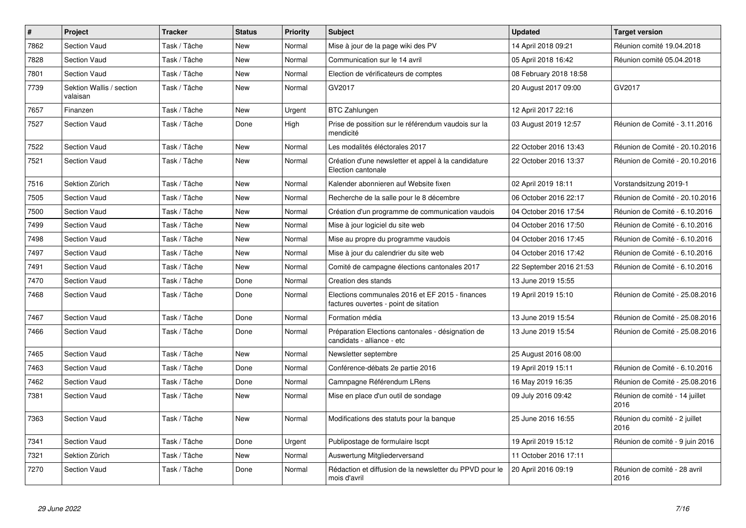| # | Project | Tracker | Status | Priority | Subject | Updated | Target version |
|---|---|---|---|---|---|---|---|
| 7862 | Section Vaud | Task / Tâche | New | Normal | Mise à jour de la page wiki des PV | 14 April 2018 09:21 | Réunion comité 19.04.2018 |
| 7828 | Section Vaud | Task / Tâche | New | Normal | Communication sur le 14 avril | 05 April 2018 16:42 | Réunion comité 05.04.2018 |
| 7801 | Section Vaud | Task / Tâche | New | Normal | Election de vérificateurs de comptes | 08 February 2018 18:58 | |
| 7739 | Sektion Wallis / section valaisan | Task / Tâche | New | Normal | GV2017 | 20 August 2017 09:00 | GV2017 |
| 7657 | Finanzen | Task / Tâche | New | Urgent | BTC Zahlungen | 12 April 2017 22:16 | |
| 7527 | Section Vaud | Task / Tâche | Done | High | Prise de possition sur le référendum vaudois sur la mendicité | 03 August 2019 12:57 | Réunion de Comité - 3.11.2016 |
| 7522 | Section Vaud | Task / Tâche | New | Normal | Les modalités éléctorales 2017 | 22 October 2016 13:43 | Réunion de Comité - 20.10.2016 |
| 7521 | Section Vaud | Task / Tâche | New | Normal | Création d'une newsletter et appel à la candidature Election cantonale | 22 October 2016 13:37 | Réunion de Comité - 20.10.2016 |
| 7516 | Sektion Zürich | Task / Tâche | New | Normal | Kalender abonnieren auf Website fixen | 02 April 2019 18:11 | Vorstandsitzung 2019-1 |
| 7505 | Section Vaud | Task / Tâche | New | Normal | Recherche de la salle pour le 8 décembre | 06 October 2016 22:17 | Réunion de Comité - 20.10.2016 |
| 7500 | Section Vaud | Task / Tâche | New | Normal | Création d'un programme de communication vaudois | 04 October 2016 17:54 | Réunion de Comité - 6.10.2016 |
| 7499 | Section Vaud | Task / Tâche | New | Normal | Mise à jour logiciel du site web | 04 October 2016 17:50 | Réunion de Comité - 6.10.2016 |
| 7498 | Section Vaud | Task / Tâche | New | Normal | Mise au propre du programme vaudois | 04 October 2016 17:45 | Réunion de Comité - 6.10.2016 |
| 7497 | Section Vaud | Task / Tâche | New | Normal | Mise à jour du calendrier du site web | 04 October 2016 17:42 | Réunion de Comité - 6.10.2016 |
| 7491 | Section Vaud | Task / Tâche | New | Normal | Comité de campagne élections cantonales 2017 | 22 September 2016 21:53 | Réunion de Comité - 6.10.2016 |
| 7470 | Section Vaud | Task / Tâche | Done | Normal | Creation des stands | 13 June 2019 15:55 | |
| 7468 | Section Vaud | Task / Tâche | Done | Normal | Elections communales 2016 et EF 2015 - finances factures ouvertes - point de sitation | 19 April 2019 15:10 | Réunion de Comité - 25.08.2016 |
| 7467 | Section Vaud | Task / Tâche | Done | Normal | Formation média | 13 June 2019 15:54 | Réunion de Comité - 25.08.2016 |
| 7466 | Section Vaud | Task / Tâche | Done | Normal | Préparation Elections cantonales - désignation de candidats - alliance - etc | 13 June 2019 15:54 | Réunion de Comité - 25.08.2016 |
| 7465 | Section Vaud | Task / Tâche | New | Normal | Newsletter septembre | 25 August 2016 08:00 | |
| 7463 | Section Vaud | Task / Tâche | Done | Normal | Conférence-débats 2e partie 2016 | 19 April 2019 15:11 | Réunion de Comité - 6.10.2016 |
| 7462 | Section Vaud | Task / Tâche | Done | Normal | Camnpagne Référendum LRens | 16 May 2019 16:35 | Réunion de Comité - 25.08.2016 |
| 7381 | Section Vaud | Task / Tâche | New | Normal | Mise en place d'un outil de sondage | 09 July 2016 09:42 | Réunion de comité - 14 juillet 2016 |
| 7363 | Section Vaud | Task / Tâche | New | Normal | Modifications des statuts pour la banque | 25 June 2016 16:55 | Réunion du comité - 2 juillet 2016 |
| 7341 | Section Vaud | Task / Tâche | Done | Urgent | Publipostage de formulaire lscpt | 19 April 2019 15:12 | Réunion de comité - 9 juin 2016 |
| 7321 | Sektion Zürich | Task / Tâche | New | Normal | Auswertung Mitgliederversand | 11 October 2016 17:11 | |
| 7270 | Section Vaud | Task / Tâche | Done | Normal | Rédaction et diffusion de la newsletter du PPVD pour le mois d'avril | 20 April 2016 09:19 | Réunion de comité - 28 avril 2016 |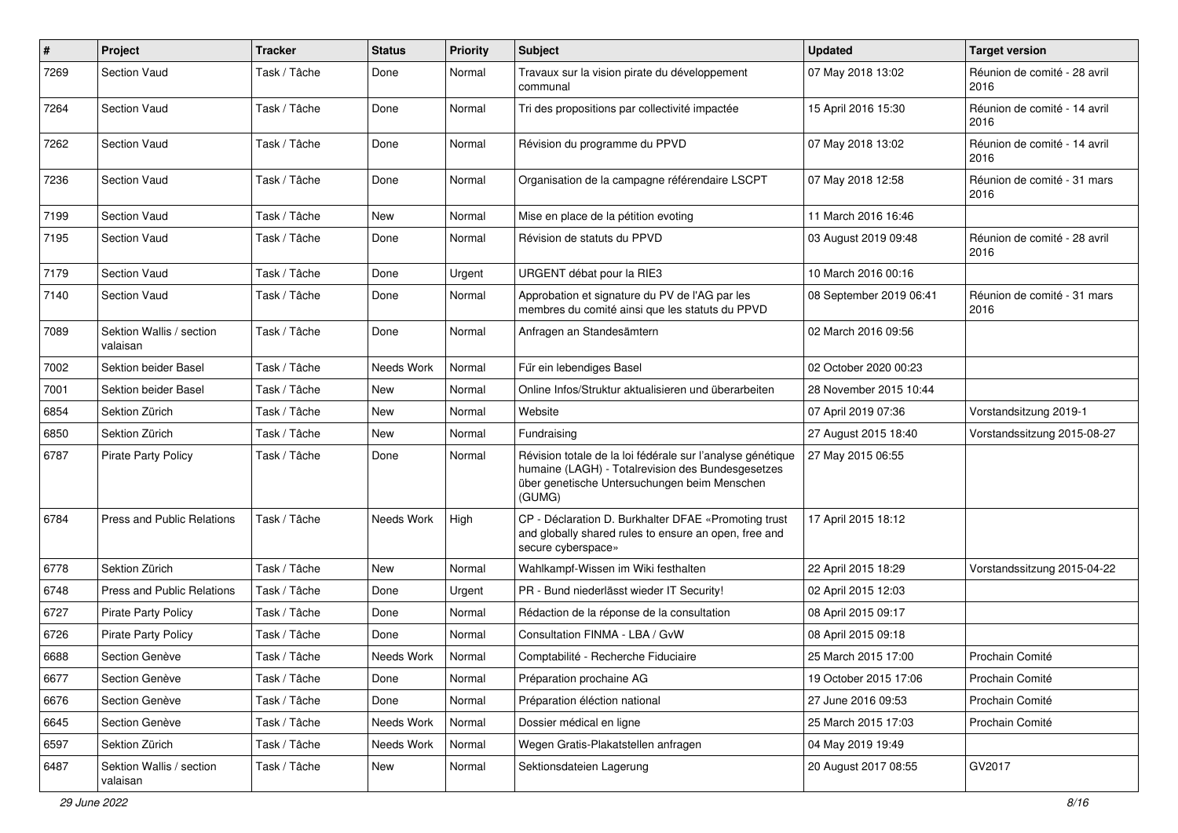| # | Project | Tracker | Status | Priority | Subject | Updated | Target version |
|---|---|---|---|---|---|---|---|
| 7269 | Section Vaud | Task / Tâche | Done | Normal | Travaux sur la vision pirate du développement communal | 07 May 2018 13:02 | Réunion de comité - 28 avril 2016 |
| 7264 | Section Vaud | Task / Tâche | Done | Normal | Tri des propositions par collectivité impactée | 15 April 2016 15:30 | Réunion de comité - 14 avril 2016 |
| 7262 | Section Vaud | Task / Tâche | Done | Normal | Révision du programme du PPVD | 07 May 2018 13:02 | Réunion de comité - 14 avril 2016 |
| 7236 | Section Vaud | Task / Tâche | Done | Normal | Organisation de la campagne référendaire LSCPT | 07 May 2018 12:58 | Réunion de comité - 31 mars 2016 |
| 7199 | Section Vaud | Task / Tâche | New | Normal | Mise en place de la pétition evoting | 11 March 2016 16:46 | |
| 7195 | Section Vaud | Task / Tâche | Done | Normal | Révision de statuts du PPVD | 03 August 2019 09:48 | Réunion de comité - 28 avril 2016 |
| 7179 | Section Vaud | Task / Tâche | Done | Urgent | URGENT débat pour la RIE3 | 10 March 2016 00:16 | |
| 7140 | Section Vaud | Task / Tâche | Done | Normal | Approbation et signature du PV de l'AG par les membres du comité ainsi que les statuts du PPVD | 08 September 2019 06:41 | Réunion de comité - 31 mars 2016 |
| 7089 | Sektion Wallis / section valaisan | Task / Tâche | Done | Normal | Anfragen an Standesämtern | 02 March 2016 09:56 | |
| 7002 | Sektion beider Basel | Task / Tâche | Needs Work | Normal | Für ein lebendiges Basel | 02 October 2020 00:23 | |
| 7001 | Sektion beider Basel | Task / Tâche | New | Normal | Online Infos/Struktur aktualisieren und überarbeiten | 28 November 2015 10:44 | |
| 6854 | Sektion Zürich | Task / Tâche | New | Normal | Website | 07 April 2019 07:36 | Vorstandsitzung 2019-1 |
| 6850 | Sektion Zürich | Task / Tâche | New | Normal | Fundraising | 27 August 2015 18:40 | Vorstandssitzung 2015-08-27 |
| 6787 | Pirate Party Policy | Task / Tâche | Done | Normal | Révision totale de la loi fédérale sur l'analyse génétique humaine (LAGH) - Totalrevision des Bundesgesetzes über genetische Untersuchungen beim Menschen (GUMG) | 27 May 2015 06:55 | |
| 6784 | Press and Public Relations | Task / Tâche | Needs Work | High | CP - Déclaration D. Burkhalter DFAE «Promoting trust and globally shared rules to ensure an open, free and secure cyberspace» | 17 April 2015 18:12 | |
| 6778 | Sektion Zürich | Task / Tâche | New | Normal | Wahlkampf-Wissen im Wiki festhalten | 22 April 2015 18:29 | Vorstandssitzung 2015-04-22 |
| 6748 | Press and Public Relations | Task / Tâche | Done | Urgent | PR - Bund niederlässt wieder IT Security! | 02 April 2015 12:03 | |
| 6727 | Pirate Party Policy | Task / Tâche | Done | Normal | Rédaction de la réponse de la consultation | 08 April 2015 09:17 | |
| 6726 | Pirate Party Policy | Task / Tâche | Done | Normal | Consultation FINMA - LBA / GvW | 08 April 2015 09:18 | |
| 6688 | Section Genève | Task / Tâche | Needs Work | Normal | Comptabilité - Recherche Fiduciaire | 25 March 2015 17:00 | Prochain Comité |
| 6677 | Section Genève | Task / Tâche | Done | Normal | Préparation prochaine AG | 19 October 2015 17:06 | Prochain Comité |
| 6676 | Section Genève | Task / Tâche | Done | Normal | Préparation éléction national | 27 June 2016 09:53 | Prochain Comité |
| 6645 | Section Genève | Task / Tâche | Needs Work | Normal | Dossier médical en ligne | 25 March 2015 17:03 | Prochain Comité |
| 6597 | Sektion Zürich | Task / Tâche | Needs Work | Normal | Wegen Gratis-Plakatstellen anfragen | 04 May 2019 19:49 | |
| 6487 | Sektion Wallis / section valaisan | Task / Tâche | New | Normal | Sektionsdateien Lagerung | 20 August 2017 08:55 | GV2017 |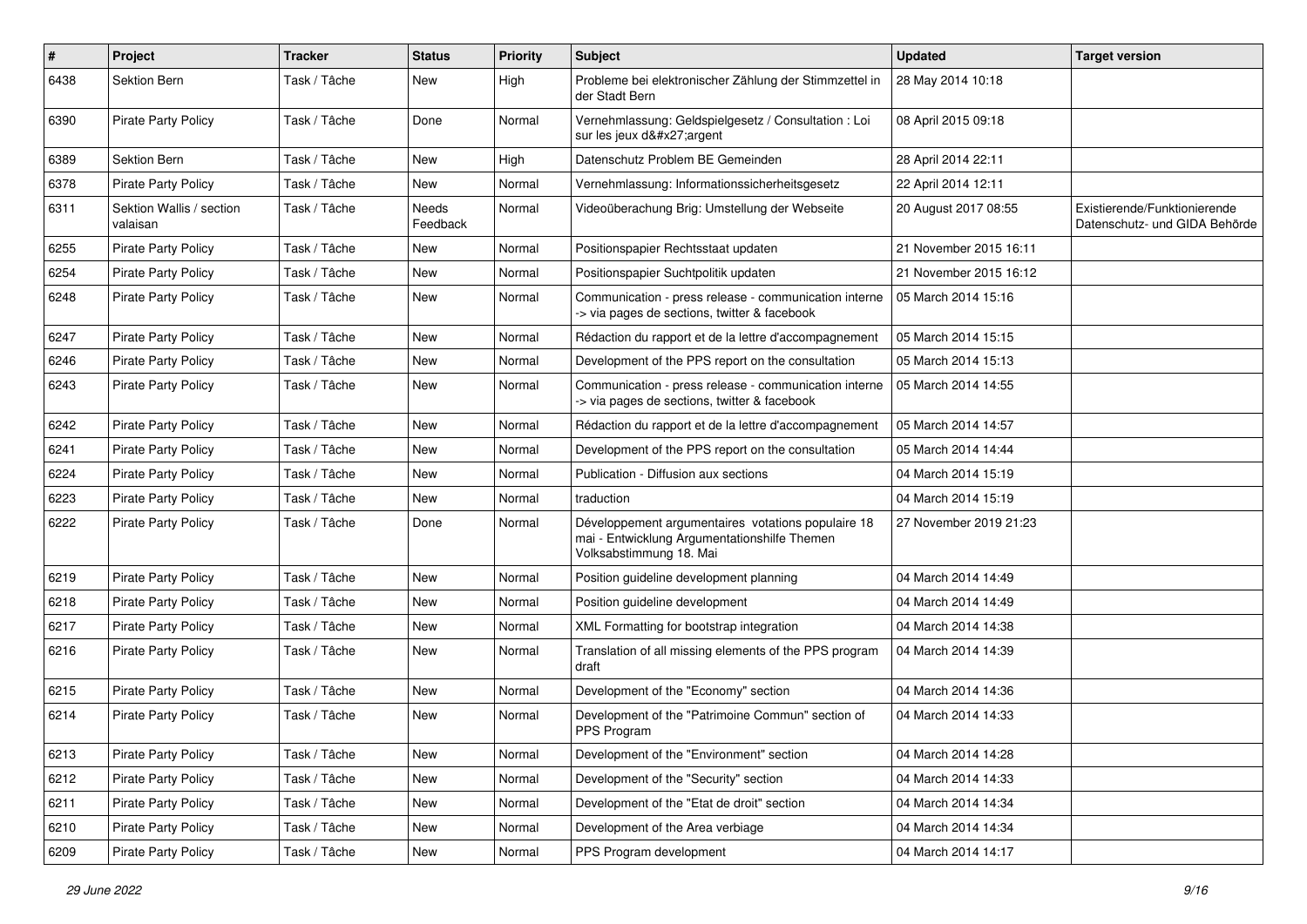| # | Project | Tracker | Status | Priority | Subject | Updated | Target version |
|---|---|---|---|---|---|---|---|
| 6438 | Sektion Bern | Task / Tâche | New | High | Probleme bei elektronischer Zählung der Stimmzettel in der Stadt Bern | 28 May 2014 10:18 | |
| 6390 | Pirate Party Policy | Task / Tâche | Done | Normal | Vernehmlassung: Geldspielgesetz / Consultation : Loi sur les jeux d&#x27;argent | 08 April 2015 09:18 | |
| 6389 | Sektion Bern | Task / Tâche | New | High | Datenschutz Problem BE Gemeinden | 28 April 2014 22:11 | |
| 6378 | Pirate Party Policy | Task / Tâche | New | Normal | Vernehmlassung: Informationssicherheitsgesetz | 22 April 2014 12:11 | |
| 6311 | Sektion Wallis / section valaisan | Task / Tâche | Needs Feedback | Normal | Videoüberachung Brig: Umstellung der Webseite | 20 August 2017 08:55 | Existierende/Funktionierende Datenschutz- und GIDA Behörde |
| 6255 | Pirate Party Policy | Task / Tâche | New | Normal | Positionspapier Rechtsstaat updaten | 21 November 2015 16:11 | |
| 6254 | Pirate Party Policy | Task / Tâche | New | Normal | Positionspapier Suchtpolitik updaten | 21 November 2015 16:12 | |
| 6248 | Pirate Party Policy | Task / Tâche | New | Normal | Communication - press release - communication interne -> via pages de sections, twitter & facebook | 05 March 2014 15:16 | |
| 6247 | Pirate Party Policy | Task / Tâche | New | Normal | Rédaction du rapport et de la lettre d'accompagnement | 05 March 2014 15:15 | |
| 6246 | Pirate Party Policy | Task / Tâche | New | Normal | Development of the PPS report on the consultation | 05 March 2014 15:13 | |
| 6243 | Pirate Party Policy | Task / Tâche | New | Normal | Communication - press release - communication interne -> via pages de sections, twitter & facebook | 05 March 2014 14:55 | |
| 6242 | Pirate Party Policy | Task / Tâche | New | Normal | Rédaction du rapport et de la lettre d'accompagnement | 05 March 2014 14:57 | |
| 6241 | Pirate Party Policy | Task / Tâche | New | Normal | Development of the PPS report on the consultation | 05 March 2014 14:44 | |
| 6224 | Pirate Party Policy | Task / Tâche | New | Normal | Publication - Diffusion aux sections | 04 March 2014 15:19 | |
| 6223 | Pirate Party Policy | Task / Tâche | New | Normal | traduction | 04 March 2014 15:19 | |
| 6222 | Pirate Party Policy | Task / Tâche | Done | Normal | Développement argumentaires votations populaire 18 mai - Entwicklung Argumentationshilfe Themen Volksabstimmung 18. Mai | 27 November 2019 21:23 | |
| 6219 | Pirate Party Policy | Task / Tâche | New | Normal | Position guideline development planning | 04 March 2014 14:49 | |
| 6218 | Pirate Party Policy | Task / Tâche | New | Normal | Position guideline development | 04 March 2014 14:49 | |
| 6217 | Pirate Party Policy | Task / Tâche | New | Normal | XML Formatting for bootstrap integration | 04 March 2014 14:38 | |
| 6216 | Pirate Party Policy | Task / Tâche | New | Normal | Translation of all missing elements of the PPS program draft | 04 March 2014 14:39 | |
| 6215 | Pirate Party Policy | Task / Tâche | New | Normal | Development of the "Economy" section | 04 March 2014 14:36 | |
| 6214 | Pirate Party Policy | Task / Tâche | New | Normal | Development of the "Patrimoine Commun" section of PPS Program | 04 March 2014 14:33 | |
| 6213 | Pirate Party Policy | Task / Tâche | New | Normal | Development of the "Environment" section | 04 March 2014 14:28 | |
| 6212 | Pirate Party Policy | Task / Tâche | New | Normal | Development of the "Security" section | 04 March 2014 14:33 | |
| 6211 | Pirate Party Policy | Task / Tâche | New | Normal | Development of the "Etat de droit" section | 04 March 2014 14:34 | |
| 6210 | Pirate Party Policy | Task / Tâche | New | Normal | Development of the Area verbiage | 04 March 2014 14:34 | |
| 6209 | Pirate Party Policy | Task / Tâche | New | Normal | PPS Program development | 04 March 2014 14:17 | |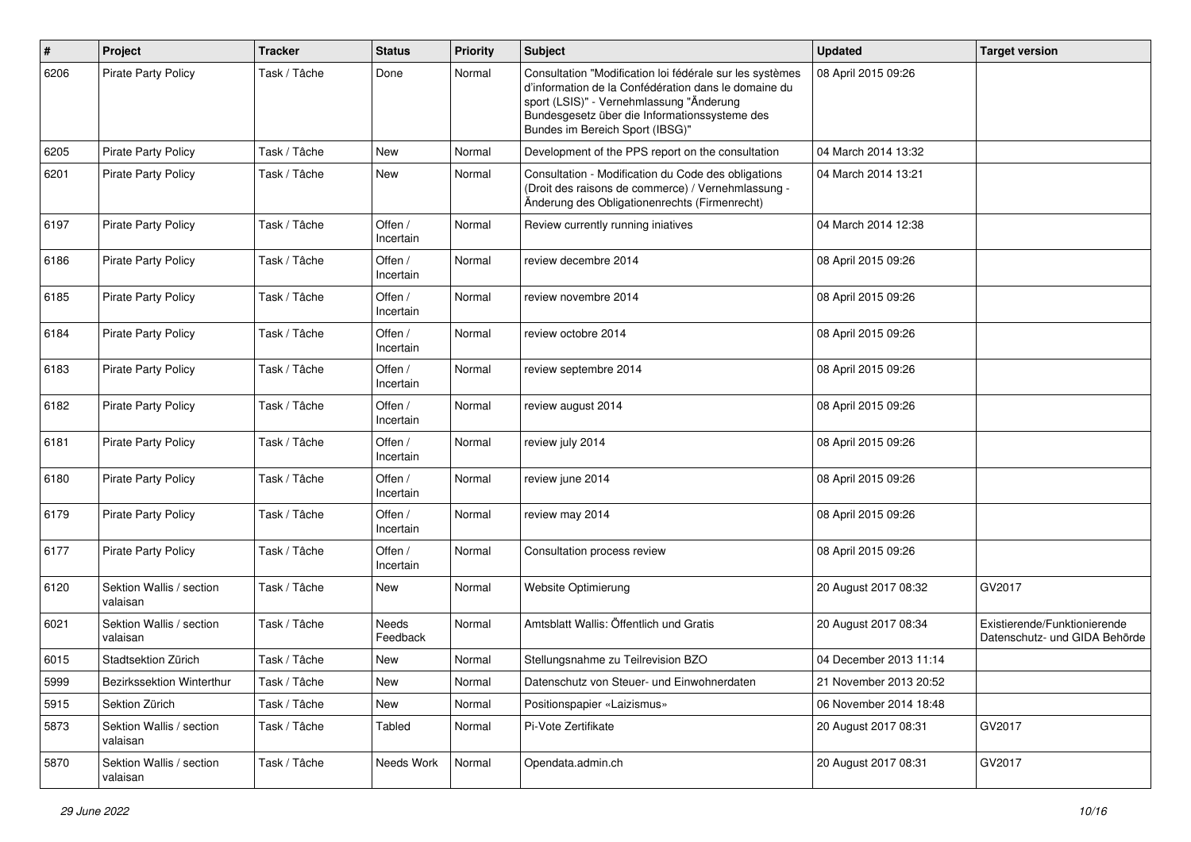| # | Project | Tracker | Status | Priority | Subject | Updated | Target version |
|---|---|---|---|---|---|---|---|
| 6206 | Pirate Party Policy | Task / Tâche | Done | Normal | Consultation "Modification loi fédérale sur les systèmes d'information de la Confédération dans le domaine du sport (LSIS)" - Vernehmlassung "Änderung Bundesgesetz über die Informationssysteme des Bundes im Bereich Sport (IBSG)" | 08 April 2015 09:26 | |
| 6205 | Pirate Party Policy | Task / Tâche | New | Normal | Development of the PPS report on the consultation | 04 March 2014 13:32 | |
| 6201 | Pirate Party Policy | Task / Tâche | New | Normal | Consultation - Modification du Code des obligations (Droit des raisons de commerce) / Vernehmlassung - Änderung des Obligationenrechts (Firmenrecht) | 04 March 2014 13:21 | |
| 6197 | Pirate Party Policy | Task / Tâche | Offen / Incertain | Normal | Review currently running iniatives | 04 March 2014 12:38 | |
| 6186 | Pirate Party Policy | Task / Tâche | Offen / Incertain | Normal | review decembre 2014 | 08 April 2015 09:26 | |
| 6185 | Pirate Party Policy | Task / Tâche | Offen / Incertain | Normal | review novembre 2014 | 08 April 2015 09:26 | |
| 6184 | Pirate Party Policy | Task / Tâche | Offen / Incertain | Normal | review octobre 2014 | 08 April 2015 09:26 | |
| 6183 | Pirate Party Policy | Task / Tâche | Offen / Incertain | Normal | review septembre 2014 | 08 April 2015 09:26 | |
| 6182 | Pirate Party Policy | Task / Tâche | Offen / Incertain | Normal | review august 2014 | 08 April 2015 09:26 | |
| 6181 | Pirate Party Policy | Task / Tâche | Offen / Incertain | Normal | review july 2014 | 08 April 2015 09:26 | |
| 6180 | Pirate Party Policy | Task / Tâche | Offen / Incertain | Normal | review june 2014 | 08 April 2015 09:26 | |
| 6179 | Pirate Party Policy | Task / Tâche | Offen / Incertain | Normal | review may 2014 | 08 April 2015 09:26 | |
| 6177 | Pirate Party Policy | Task / Tâche | Offen / Incertain | Normal | Consultation process review | 08 April 2015 09:26 | |
| 6120 | Sektion Wallis / section valaisan | Task / Tâche | New | Normal | Website Optimierung | 20 August 2017 08:32 | GV2017 |
| 6021 | Sektion Wallis / section valaisan | Task / Tâche | Needs Feedback | Normal | Amtsblatt Wallis: Öffentlich und Gratis | 20 August 2017 08:34 | Existierende/Funktionierende Datenschutz- und GIDA Behörde |
| 6015 | Stadtsektion Zürich | Task / Tâche | New | Normal | Stellungsnahme zu Teilrevision BZO | 04 December 2013 11:14 | |
| 5999 | Bezirkssektion Winterthur | Task / Tâche | New | Normal | Datenschutz von Steuer- und Einwohnerdaten | 21 November 2013 20:52 | |
| 5915 | Sektion Zürich | Task / Tâche | New | Normal | Positionspapier «Laizismus» | 06 November 2014 18:48 | |
| 5873 | Sektion Wallis / section valaisan | Task / Tâche | Tabled | Normal | Pi-Vote Zertifikate | 20 August 2017 08:31 | GV2017 |
| 5870 | Sektion Wallis / section valaisan | Task / Tâche | Needs Work | Normal | Opendata.admin.ch | 20 August 2017 08:31 | GV2017 |

*29 June 2022*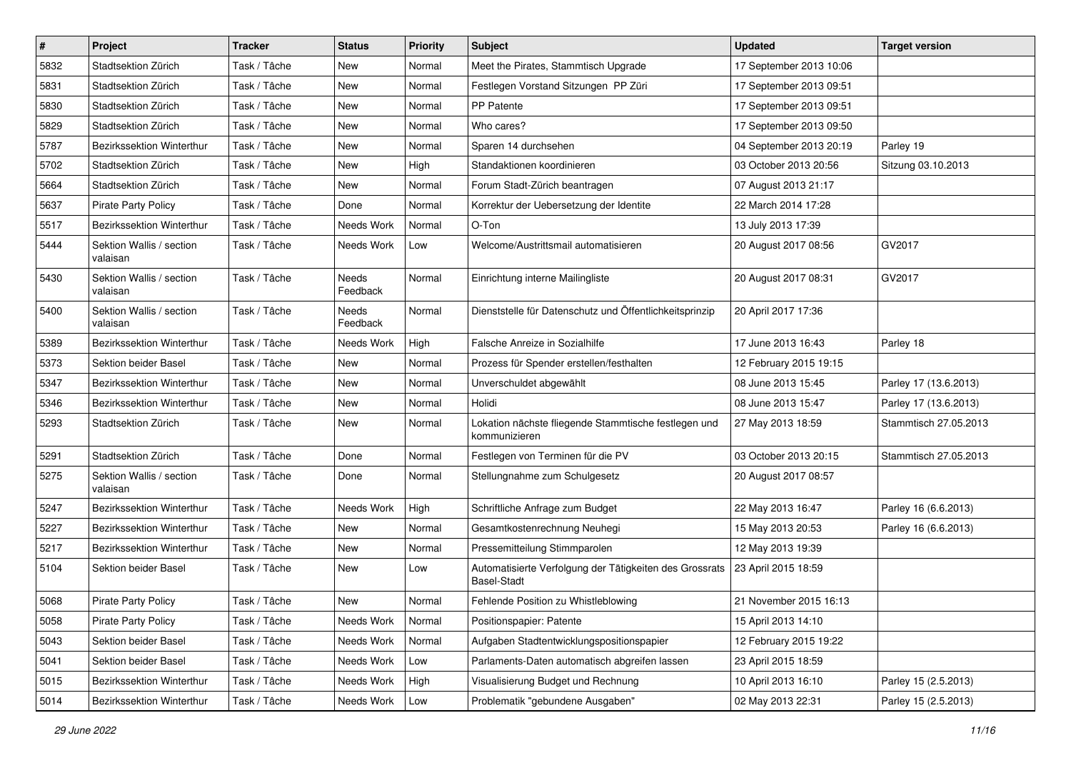| # | Project | Tracker | Status | Priority | Subject | Updated | Target version |
|---|---|---|---|---|---|---|---|
| 5832 | Stadtsektion Zürich | Task / Tâche | New | Normal | Meet the Pirates, Stammtisch Upgrade | 17 September 2013 10:06 | |
| 5831 | Stadtsektion Zürich | Task / Tâche | New | Normal | Festlegen Vorstand Sitzungen PP Züri | 17 September 2013 09:51 | |
| 5830 | Stadtsektion Zürich | Task / Tâche | New | Normal | PP Patente | 17 September 2013 09:51 | |
| 5829 | Stadtsektion Zürich | Task / Tâche | New | Normal | Who cares? | 17 September 2013 09:50 | |
| 5787 | Bezirkssektion Winterthur | Task / Tâche | New | Normal | Sparen 14 durchsehen | 04 September 2013 20:19 | Parley 19 |
| 5702 | Stadtsektion Zürich | Task / Tâche | New | High | Standaktionen koordinieren | 03 October 2013 20:56 | Sitzung 03.10.2013 |
| 5664 | Stadtsektion Zürich | Task / Tâche | New | Normal | Forum Stadt-Zürich beantragen | 07 August 2013 21:17 | |
| 5637 | Pirate Party Policy | Task / Tâche | Done | Normal | Korrektur der Uebersetzung der Identite | 22 March 2014 17:28 | |
| 5517 | Bezirkssektion Winterthur | Task / Tâche | Needs Work | Normal | O-Ton | 13 July 2013 17:39 | |
| 5444 | Sektion Wallis / section valaisan | Task / Tâche | Needs Work | Low | Welcome/Austrittsmail automatisieren | 20 August 2017 08:56 | GV2017 |
| 5430 | Sektion Wallis / section valaisan | Task / Tâche | Needs Feedback | Normal | Einrichtung interne Mailingliste | 20 August 2017 08:31 | GV2017 |
| 5400 | Sektion Wallis / section valaisan | Task / Tâche | Needs Feedback | Normal | Dienststelle für Datenschutz und Öffentlichkeitsprinzip | 20 April 2017 17:36 | |
| 5389 | Bezirkssektion Winterthur | Task / Tâche | Needs Work | High | Falsche Anreize in Sozialhilfe | 17 June 2013 16:43 | Parley 18 |
| 5373 | Sektion beider Basel | Task / Tâche | New | Normal | Prozess für Spender erstellen/festhalten | 12 February 2015 19:15 | |
| 5347 | Bezirkssektion Winterthur | Task / Tâche | New | Normal | Unverschuldet abgewählt | 08 June 2013 15:45 | Parley 17 (13.6.2013) |
| 5346 | Bezirkssektion Winterthur | Task / Tâche | New | Normal | Holidi | 08 June 2013 15:47 | Parley 17 (13.6.2013) |
| 5293 | Stadtsektion Zürich | Task / Tâche | New | Normal | Lokation nächste fliegende Stammtische festlegen und kommunizieren | 27 May 2013 18:59 | Stammtisch 27.05.2013 |
| 5291 | Stadtsektion Zürich | Task / Tâche | Done | Normal | Festlegen von Terminen für die PV | 03 October 2013 20:15 | Stammtisch 27.05.2013 |
| 5275 | Sektion Wallis / section valaisan | Task / Tâche | Done | Normal | Stellungnahme zum Schulgesetz | 20 August 2017 08:57 | |
| 5247 | Bezirkssektion Winterthur | Task / Tâche | Needs Work | High | Schriftliche Anfrage zum Budget | 22 May 2013 16:47 | Parley 16 (6.6.2013) |
| 5227 | Bezirkssektion Winterthur | Task / Tâche | New | Normal | Gesamtkostenrechnung Neuhegi | 15 May 2013 20:53 | Parley 16 (6.6.2013) |
| 5217 | Bezirkssektion Winterthur | Task / Tâche | New | Normal | Pressemitteilung Stimmparolen | 12 May 2013 19:39 | |
| 5104 | Sektion beider Basel | Task / Tâche | New | Low | Automatisierte Verfolgung der Tätigkeiten des Grossrats Basel-Stadt | 23 April 2015 18:59 | |
| 5068 | Pirate Party Policy | Task / Tâche | New | Normal | Fehlende Position zu Whistleblowing | 21 November 2015 16:13 | |
| 5058 | Pirate Party Policy | Task / Tâche | Needs Work | Normal | Positionspapier: Patente | 15 April 2013 14:10 | |
| 5043 | Sektion beider Basel | Task / Tâche | Needs Work | Normal | Aufgaben Stadtentwicklungspositionspapier | 12 February 2015 19:22 | |
| 5041 | Sektion beider Basel | Task / Tâche | Needs Work | Low | Parlaments-Daten automatisch abgreifen lassen | 23 April 2015 18:59 | |
| 5015 | Bezirkssektion Winterthur | Task / Tâche | Needs Work | High | Visualisierung Budget und Rechnung | 10 April 2013 16:10 | Parley 15 (2.5.2013) |
| 5014 | Bezirkssektion Winterthur | Task / Tâche | Needs Work | Low | Problematik "gebundene Ausgaben" | 02 May 2013 22:31 | Parley 15 (2.5.2013) |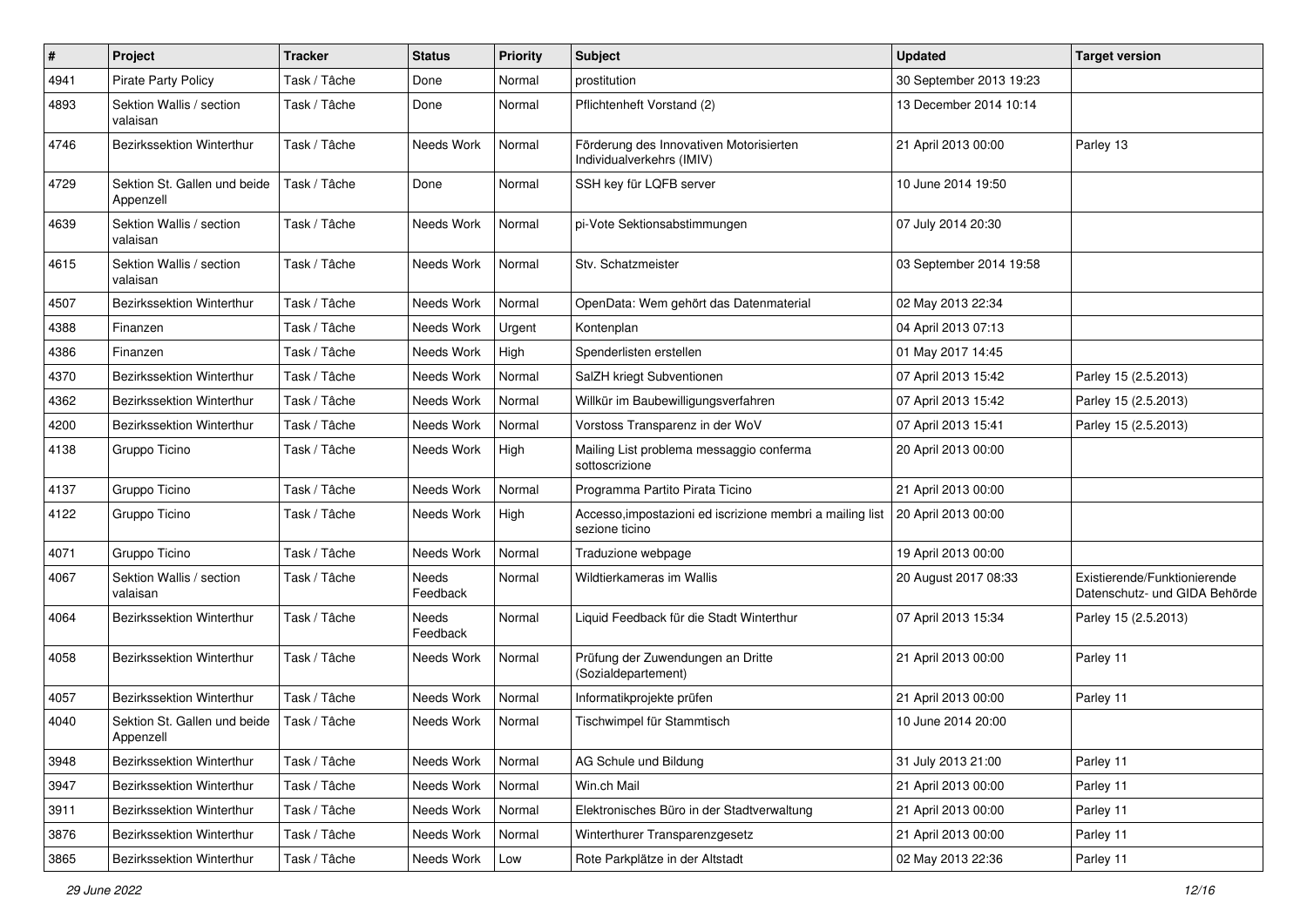| # | Project | Tracker | Status | Priority | Subject | Updated | Target version |
|---|---|---|---|---|---|---|---|
| 4941 | Pirate Party Policy | Task / Tâche | Done | Normal | prostitution | 30 September 2013 19:23 | |
| 4893 | Sektion Wallis / section valaisan | Task / Tâche | Done | Normal | Pflichtenheft Vorstand (2) | 13 December 2014 10:14 | |
| 4746 | Bezirkssektion Winterthur | Task / Tâche | Needs Work | Normal | Förderung des Innovativen Motorisierten Individualverkehrs (IMIV) | 21 April 2013 00:00 | Parley 13 |
| 4729 | Sektion St. Gallen und beide Appenzell | Task / Tâche | Done | Normal | SSH key für LQFB server | 10 June 2014 19:50 | |
| 4639 | Sektion Wallis / section valaisan | Task / Tâche | Needs Work | Normal | pi-Vote Sektionsabstimmungen | 07 July 2014 20:30 | |
| 4615 | Sektion Wallis / section valaisan | Task / Tâche | Needs Work | Normal | Stv. Schatzmeister | 03 September 2014 19:58 | |
| 4507 | Bezirkssektion Winterthur | Task / Tâche | Needs Work | Normal | OpenData: Wem gehört das Datenmaterial | 02 May 2013 22:34 | |
| 4388 | Finanzen | Task / Tâche | Needs Work | Urgent | Kontenplan | 04 April 2013 07:13 | |
| 4386 | Finanzen | Task / Tâche | Needs Work | High | Spenderlisten erstellen | 01 May 2017 14:45 | |
| 4370 | Bezirkssektion Winterthur | Task / Tâche | Needs Work | Normal | SalZH kriegt Subventionen | 07 April 2013 15:42 | Parley 15 (2.5.2013) |
| 4362 | Bezirkssektion Winterthur | Task / Tâche | Needs Work | Normal | Willkür im Baubewilligungsverfahren | 07 April 2013 15:42 | Parley 15 (2.5.2013) |
| 4200 | Bezirkssektion Winterthur | Task / Tâche | Needs Work | Normal | Vorstoss Transparenz in der WoV | 07 April 2013 15:41 | Parley 15 (2.5.2013) |
| 4138 | Gruppo Ticino | Task / Tâche | Needs Work | High | Mailing List problema messaggio conferma sottoscrizione | 20 April 2013 00:00 | |
| 4137 | Gruppo Ticino | Task / Tâche | Needs Work | Normal | Programma Partito Pirata Ticino | 21 April 2013 00:00 | |
| 4122 | Gruppo Ticino | Task / Tâche | Needs Work | High | Accesso,impostazioni ed iscrizione membri a mailing list sezione ticino | 20 April 2013 00:00 | |
| 4071 | Gruppo Ticino | Task / Tâche | Needs Work | Normal | Traduzione webpage | 19 April 2013 00:00 | |
| 4067 | Sektion Wallis / section valaisan | Task / Tâche | Needs Feedback | Normal | Wildtierkameras im Wallis | 20 August 2017 08:33 | Existierende/Funktionierende Datenschutz- und GIDA Behörde |
| 4064 | Bezirkssektion Winterthur | Task / Tâche | Needs Feedback | Normal | Liquid Feedback für die Stadt Winterthur | 07 April 2013 15:34 | Parley 15 (2.5.2013) |
| 4058 | Bezirkssektion Winterthur | Task / Tâche | Needs Work | Normal | Prüfung der Zuwendungen an Dritte (Sozialdepartement) | 21 April 2013 00:00 | Parley 11 |
| 4057 | Bezirkssektion Winterthur | Task / Tâche | Needs Work | Normal | Informatikprojekte prüfen | 21 April 2013 00:00 | Parley 11 |
| 4040 | Sektion St. Gallen und beide Appenzell | Task / Tâche | Needs Work | Normal | Tischwimpel für Stammtisch | 10 June 2014 20:00 | |
| 3948 | Bezirkssektion Winterthur | Task / Tâche | Needs Work | Normal | AG Schule und Bildung | 31 July 2013 21:00 | Parley 11 |
| 3947 | Bezirkssektion Winterthur | Task / Tâche | Needs Work | Normal | Win.ch Mail | 21 April 2013 00:00 | Parley 11 |
| 3911 | Bezirkssektion Winterthur | Task / Tâche | Needs Work | Normal | Elektronisches Büro in der Stadtverwaltung | 21 April 2013 00:00 | Parley 11 |
| 3876 | Bezirkssektion Winterthur | Task / Tâche | Needs Work | Normal | Winterthurer Transparenzgesetz | 21 April 2013 00:00 | Parley 11 |
| 3865 | Bezirkssektion Winterthur | Task / Tâche | Needs Work | Low | Rote Parkplätze in der Altstadt | 02 May 2013 22:36 | Parley 11 |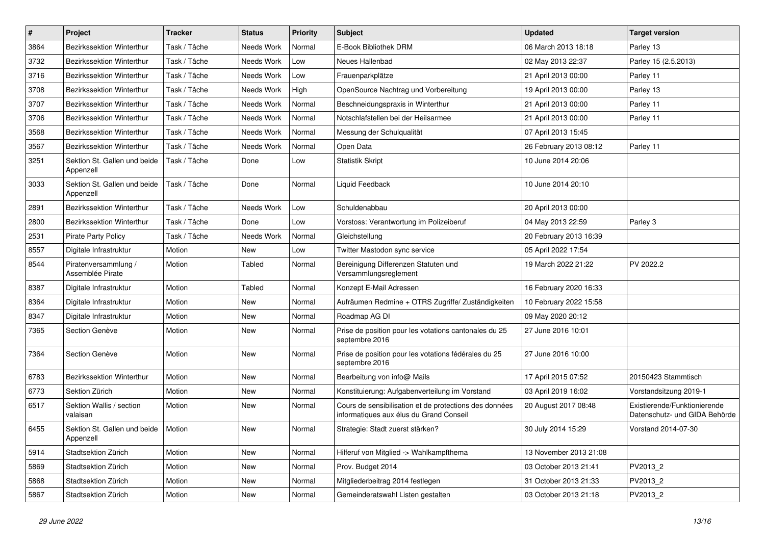| # | Project | Tracker | Status | Priority | Subject | Updated | Target version |
|---|---|---|---|---|---|---|---|
| 3864 | Bezirkssektion Winterthur | Task / Tâche | Needs Work | Normal | E-Book Bibliothek DRM | 06 March 2013 18:18 | Parley 13 |
| 3732 | Bezirkssektion Winterthur | Task / Tâche | Needs Work | Low | Neues Hallenbad | 02 May 2013 22:37 | Parley 15 (2.5.2013) |
| 3716 | Bezirkssektion Winterthur | Task / Tâche | Needs Work | Low | Frauenparkplätze | 21 April 2013 00:00 | Parley 11 |
| 3708 | Bezirkssektion Winterthur | Task / Tâche | Needs Work | High | OpenSource Nachtrag und Vorbereitung | 19 April 2013 00:00 | Parley 13 |
| 3707 | Bezirkssektion Winterthur | Task / Tâche | Needs Work | Normal | Beschneidungspraxis in Winterthur | 21 April 2013 00:00 | Parley 11 |
| 3706 | Bezirkssektion Winterthur | Task / Tâche | Needs Work | Normal | Notschlafstellen bei der Heilsarmee | 21 April 2013 00:00 | Parley 11 |
| 3568 | Bezirkssektion Winterthur | Task / Tâche | Needs Work | Normal | Messung der Schulqualität | 07 April 2013 15:45 | |
| 3567 | Bezirkssektion Winterthur | Task / Tâche | Needs Work | Normal | Open Data | 26 February 2013 08:12 | Parley 11 |
| 3251 | Sektion St. Gallen und beide Appenzell | Task / Tâche | Done | Low | Statistik Skript | 10 June 2014 20:06 | |
| 3033 | Sektion St. Gallen und beide Appenzell | Task / Tâche | Done | Normal | Liquid Feedback | 10 June 2014 20:10 | |
| 2891 | Bezirkssektion Winterthur | Task / Tâche | Needs Work | Low | Schuldenabbau | 20 April 2013 00:00 | |
| 2800 | Bezirkssektion Winterthur | Task / Tâche | Done | Low | Vorstoss: Verantwortung im Polizeiberuf | 04 May 2013 22:59 | Parley 3 |
| 2531 | Pirate Party Policy | Task / Tâche | Needs Work | Normal | Gleichstellung | 20 February 2013 16:39 | |
| 8557 | Digitale Infrastruktur | Motion | New | Low | Twitter Mastodon sync service | 05 April 2022 17:54 | |
| 8544 | Piratenversammlung / Assemblée Pirate | Motion | Tabled | Normal | Bereinigung Differenzen Statuten und Versammlungsreglement | 19 March 2022 21:22 | PV 2022.2 |
| 8387 | Digitale Infrastruktur | Motion | Tabled | Normal | Konzept E-Mail Adressen | 16 February 2020 16:33 | |
| 8364 | Digitale Infrastruktur | Motion | New | Normal | Aufräumen Redmine + OTRS Zugriffe/ Zuständigkeiten | 10 February 2022 15:58 | |
| 8347 | Digitale Infrastruktur | Motion | New | Normal | Roadmap AG DI | 09 May 2020 20:12 | |
| 7365 | Section Genève | Motion | New | Normal | Prise de position pour les votations cantonales du 25 septembre 2016 | 27 June 2016 10:01 | |
| 7364 | Section Genève | Motion | New | Normal | Prise de position pour les votations fédérales du 25 septembre 2016 | 27 June 2016 10:00 | |
| 6783 | Bezirkssektion Winterthur | Motion | New | Normal | Bearbeitung von info@ Mails | 17 April 2015 07:52 | 20150423 Stammtisch |
| 6773 | Sektion Zürich | Motion | New | Normal | Konstituierung: Aufgabenverteilung im Vorstand | 03 April 2019 16:02 | Vorstandsitzung 2019-1 |
| 6517 | Sektion Wallis / section valaisan | Motion | New | Normal | Cours de sensibilisation et de protections des données informatiques aux élus du Grand Conseil | 20 August 2017 08:48 | Existierende/Funktionierende Datenschutz- und GIDA Behörde |
| 6455 | Sektion St. Gallen und beide Appenzell | Motion | New | Normal | Strategie: Stadt zuerst stärken? | 30 July 2014 15:29 | Vorstand 2014-07-30 |
| 5914 | Stadtsektion Zürich | Motion | New | Normal | Hilferuf von Mitglied -> Wahlkampfthema | 13 November 2013 21:08 | |
| 5869 | Stadtsektion Zürich | Motion | New | Normal | Prov. Budget 2014 | 03 October 2013 21:41 | PV2013_2 |
| 5868 | Stadtsektion Zürich | Motion | New | Normal | Mitgliederbeitrag 2014 festlegen | 31 October 2013 21:33 | PV2013_2 |
| 5867 | Stadtsektion Zürich | Motion | New | Normal | Gemeinderatswahl Listen gestalten | 03 October 2013 21:18 | PV2013_2 |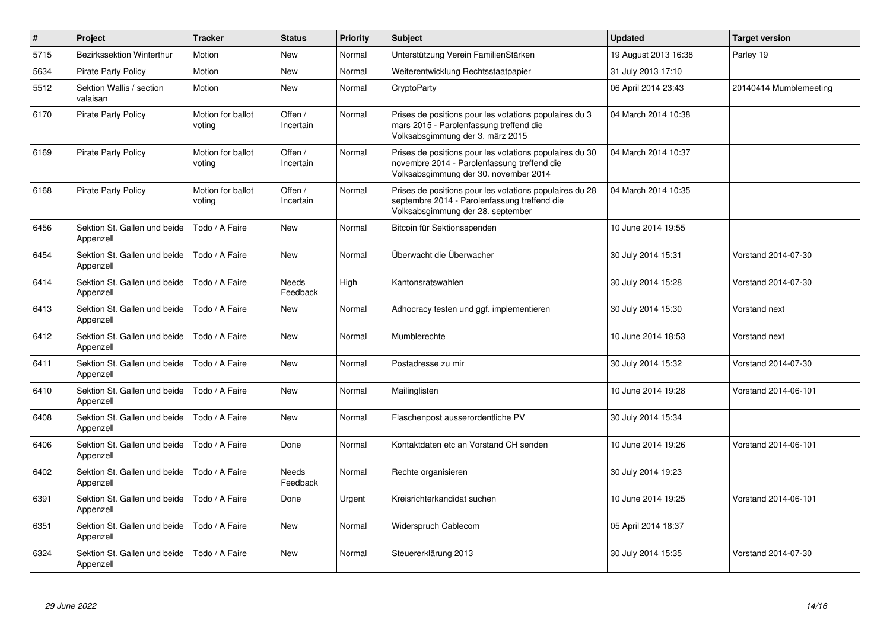| # | Project | Tracker | Status | Priority | Subject | Updated | Target version |
|---|---|---|---|---|---|---|---|
| 5715 | Bezirkssektion Winterthur | Motion | New | Normal | Unterstützung Verein FamilienStärken | 19 August 2013 16:38 | Parley 19 |
| 5634 | Pirate Party Policy | Motion | New | Normal | Weiterentwicklung Rechtsstaatpapier | 31 July 2013 17:10 | |
| 5512 | Sektion Wallis / section valaisan | Motion | New | Normal | CryptoParty | 06 April 2014 23:43 | 20140414 Mumblemeeting |
| 6170 | Pirate Party Policy | Motion for ballot voting | Offen / Incertain | Normal | Prises de positions pour les votations populaires du 3 mars 2015 - Parolenfassung treffend die Volksabsgimmung der 3. märz 2015 | 04 March 2014 10:38 | |
| 6169 | Pirate Party Policy | Motion for ballot voting | Offen / Incertain | Normal | Prises de positions pour les votations populaires du 30 novembre 2014 - Parolenfassung treffend die Volksabsgimmung der 30. november 2014 | 04 March 2014 10:37 | |
| 6168 | Pirate Party Policy | Motion for ballot voting | Offen / Incertain | Normal | Prises de positions pour les votations populaires du 28 septembre 2014 - Parolenfassung treffend die Volksabsgimmung der 28. september | 04 March 2014 10:35 | |
| 6456 | Sektion St. Gallen und beide Appenzell | Todo / A Faire | New | Normal | Bitcoin für Sektionsspenden | 10 June 2014 19:55 | |
| 6454 | Sektion St. Gallen und beide Appenzell | Todo / A Faire | New | Normal | Überwacht die Überwacher | 30 July 2014 15:31 | Vorstand 2014-07-30 |
| 6414 | Sektion St. Gallen und beide Appenzell | Todo / A Faire | Needs Feedback | High | Kantonsratswahlen | 30 July 2014 15:28 | Vorstand 2014-07-30 |
| 6413 | Sektion St. Gallen und beide Appenzell | Todo / A Faire | New | Normal | Adhocracy testen und ggf. implementieren | 30 July 2014 15:30 | Vorstand next |
| 6412 | Sektion St. Gallen und beide Appenzell | Todo / A Faire | New | Normal | Mumblerechte | 10 June 2014 18:53 | Vorstand next |
| 6411 | Sektion St. Gallen und beide Appenzell | Todo / A Faire | New | Normal | Postadresse zu mir | 30 July 2014 15:32 | Vorstand 2014-07-30 |
| 6410 | Sektion St. Gallen und beide Appenzell | Todo / A Faire | New | Normal | Mailinglisten | 10 June 2014 19:28 | Vorstand 2014-06-101 |
| 6408 | Sektion St. Gallen und beide Appenzell | Todo / A Faire | New | Normal | Flaschenpost ausserordentliche PV | 30 July 2014 15:34 | |
| 6406 | Sektion St. Gallen und beide Appenzell | Todo / A Faire | Done | Normal | Kontaktdaten etc an Vorstand CH senden | 10 June 2014 19:26 | Vorstand 2014-06-101 |
| 6402 | Sektion St. Gallen und beide Appenzell | Todo / A Faire | Needs Feedback | Normal | Rechte organisieren | 30 July 2014 19:23 | |
| 6391 | Sektion St. Gallen und beide Appenzell | Todo / A Faire | Done | Urgent | Kreisrichterkandidat suchen | 10 June 2014 19:25 | Vorstand 2014-06-101 |
| 6351 | Sektion St. Gallen und beide Appenzell | Todo / A Faire | New | Normal | Widerspruch Cablecom | 05 April 2014 18:37 | |
| 6324 | Sektion St. Gallen und beide Appenzell | Todo / A Faire | New | Normal | Steuererklärung 2013 | 30 July 2014 15:35 | Vorstand 2014-07-30 |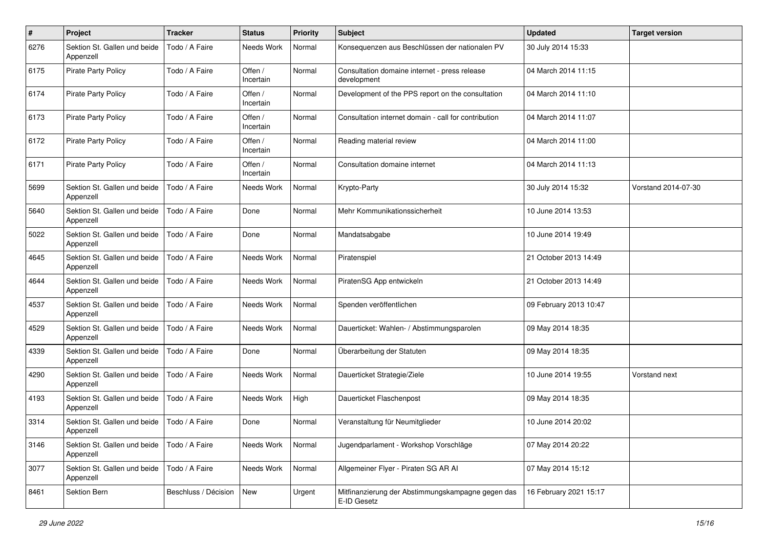| # | Project | Tracker | Status | Priority | Subject | Updated | Target version |
|---|---|---|---|---|---|---|---|
| 6276 | Sektion St. Gallen und beide Appenzell | Todo / A Faire | Needs Work | Normal | Konsequenzen aus Beschlüssen der nationalen PV | 30 July 2014 15:33 | |
| 6175 | Pirate Party Policy | Todo / A Faire | Offen / Incertain | Normal | Consultation domaine internet - press release development | 04 March 2014 11:15 | |
| 6174 | Pirate Party Policy | Todo / A Faire | Offen / Incertain | Normal | Development of the PPS report on the consultation | 04 March 2014 11:10 | |
| 6173 | Pirate Party Policy | Todo / A Faire | Offen / Incertain | Normal | Consultation internet domain - call for contribution | 04 March 2014 11:07 | |
| 6172 | Pirate Party Policy | Todo / A Faire | Offen / Incertain | Normal | Reading material review | 04 March 2014 11:00 | |
| 6171 | Pirate Party Policy | Todo / A Faire | Offen / Incertain | Normal | Consultation domaine internet | 04 March 2014 11:13 | |
| 5699 | Sektion St. Gallen und beide Appenzell | Todo / A Faire | Needs Work | Normal | Krypto-Party | 30 July 2014 15:32 | Vorstand 2014-07-30 |
| 5640 | Sektion St. Gallen und beide Appenzell | Todo / A Faire | Done | Normal | Mehr Kommunikationssicherheit | 10 June 2014 13:53 | |
| 5022 | Sektion St. Gallen und beide Appenzell | Todo / A Faire | Done | Normal | Mandatsabgabe | 10 June 2014 19:49 | |
| 4645 | Sektion St. Gallen und beide Appenzell | Todo / A Faire | Needs Work | Normal | Piratenspiel | 21 October 2013 14:49 | |
| 4644 | Sektion St. Gallen und beide Appenzell | Todo / A Faire | Needs Work | Normal | PiratenSG App entwickeln | 21 October 2013 14:49 | |
| 4537 | Sektion St. Gallen und beide Appenzell | Todo / A Faire | Needs Work | Normal | Spenden veröffentlichen | 09 February 2013 10:47 | |
| 4529 | Sektion St. Gallen und beide Appenzell | Todo / A Faire | Needs Work | Normal | Dauerticket: Wahlen- / Abstimmungsparolen | 09 May 2014 18:35 | |
| 4339 | Sektion St. Gallen und beide Appenzell | Todo / A Faire | Done | Normal | Überarbeitung der Statuten | 09 May 2014 18:35 | |
| 4290 | Sektion St. Gallen und beide Appenzell | Todo / A Faire | Needs Work | Normal | Dauerticket Strategie/Ziele | 10 June 2014 19:55 | Vorstand next |
| 4193 | Sektion St. Gallen und beide Appenzell | Todo / A Faire | Needs Work | High | Dauerticket Flaschenpost | 09 May 2014 18:35 | |
| 3314 | Sektion St. Gallen und beide Appenzell | Todo / A Faire | Done | Normal | Veranstaltung für Neumitglieder | 10 June 2014 20:02 | |
| 3146 | Sektion St. Gallen und beide Appenzell | Todo / A Faire | Needs Work | Normal | Jugendparlament - Workshop Vorschläge | 07 May 2014 20:22 | |
| 3077 | Sektion St. Gallen und beide Appenzell | Todo / A Faire | Needs Work | Normal | Allgemeiner Flyer - Piraten SG AR AI | 07 May 2014 15:12 | |
| 8461 | Sektion Bern | Beschluss / Décision | New | Urgent | Mitfinanzierung der Abstimmungkampagne gegen das E-ID Gesetz | 16 February 2021 15:17 | |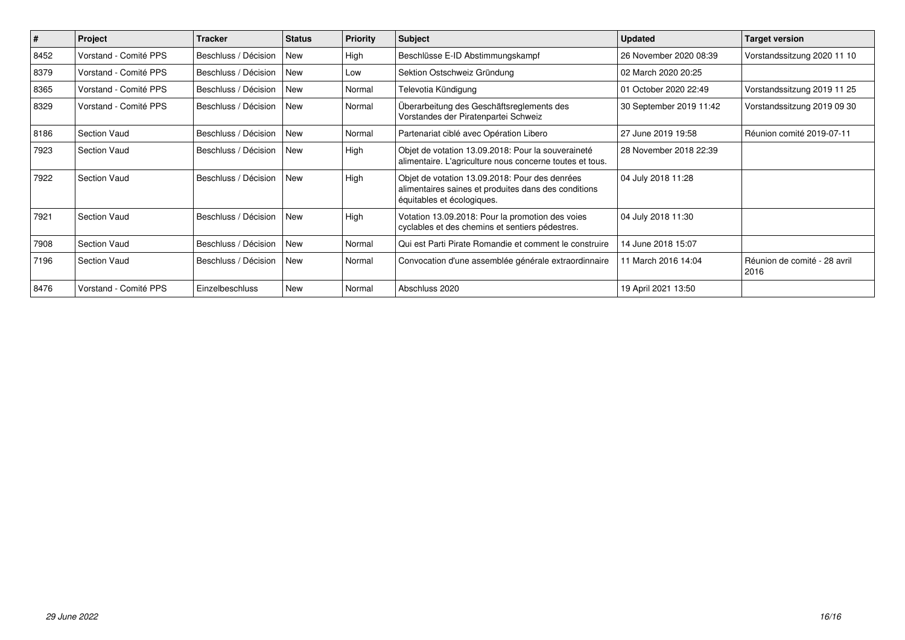| # | Project | Tracker | Status | Priority | Subject | Updated | Target version |
|---|---|---|---|---|---|---|---|
| 8452 | Vorstand - Comité PPS | Beschluss / Décision | New | High | Beschlüsse E-ID Abstimmungskampf | 26 November 2020 08:39 | Vorstandssitzung 2020 11 10 |
| 8379 | Vorstand - Comité PPS | Beschluss / Décision | New | Low | Sektion Ostschweiz Gründung | 02 March 2020 20:25 | |
| 8365 | Vorstand - Comité PPS | Beschluss / Décision | New | Normal | Televotia Kündigung | 01 October 2020 22:49 | Vorstandssitzung 2019 11 25 |
| 8329 | Vorstand - Comité PPS | Beschluss / Décision | New | Normal | Überarbeitung des Geschäftsreglements des Vorstandes der Piratenpartei Schweiz | 30 September 2019 11:42 | Vorstandssitzung 2019 09 30 |
| 8186 | Section Vaud | Beschluss / Décision | New | Normal | Partenariat ciblé avec Opération Libero | 27 June 2019 19:58 | Réunion comité 2019-07-11 |
| 7923 | Section Vaud | Beschluss / Décision | New | High | Objet de votation 13.09.2018: Pour la souveraineté alimentaire. L'agriculture nous concerne toutes et tous. | 28 November 2018 22:39 | |
| 7922 | Section Vaud | Beschluss / Décision | New | High | Objet de votation 13.09.2018: Pour des denrées alimentaires saines et produites dans des conditions équitables et écologiques. | 04 July 2018 11:28 | |
| 7921 | Section Vaud | Beschluss / Décision | New | High | Votation 13.09.2018: Pour la promotion des voies cyclables et des chemins et sentiers pédestres. | 04 July 2018 11:30 | |
| 7908 | Section Vaud | Beschluss / Décision | New | Normal | Qui est Parti Pirate Romandie et comment le construire | 14 June 2018 15:07 | |
| 7196 | Section Vaud | Beschluss / Décision | New | Normal | Convocation d'une assemblée générale extraordinaire | 11 March 2016 14:04 | Réunion de comité - 28 avril 2016 |
| 8476 | Vorstand - Comité PPS | Einzelbeschluss | New | Normal | Abschluss 2020 | 19 April 2021 13:50 | |

*29 June 2022*